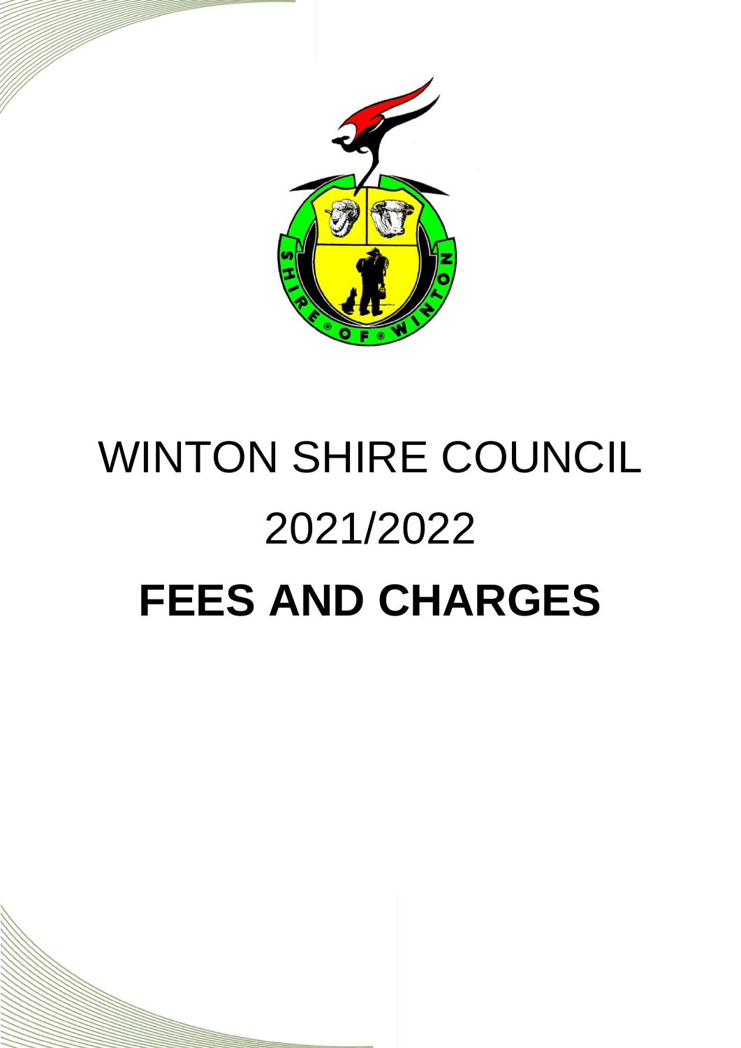# WINTON SHIRE COUNCIL

# 2021/2022

# **FEES AND CHARGES**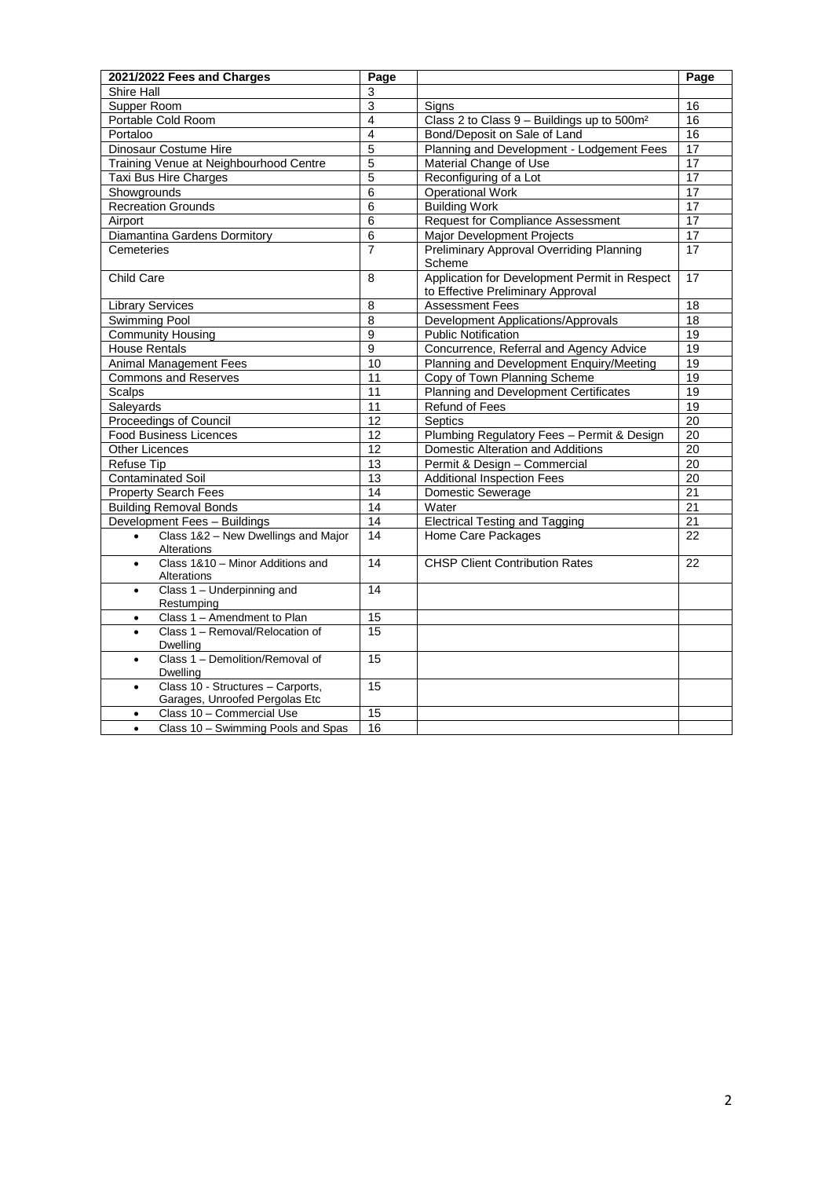| 2021/2022 Fees and Charges | Page | | Page |
|---|---|---|---|
| Shire Hall | 3 | | |
| Supper Room | 3 | Signs | 16 |
| Portable Cold Room | 4 | Class 2 to Class 9 – Buildings up to 500m² | 16 |
| Portaloo | 4 | Bond/Deposit on Sale of Land | 16 |
| Dinosaur Costume Hire | 5 | Planning and Development - Lodgement Fees | 17 |
| Training Venue at Neighbourhood Centre | 5 | Material Change of Use | 17 |
| Taxi Bus Hire Charges | 5 | Reconfiguring of a Lot | 17 |
| Showgrounds | 6 | Operational Work | 17 |
| Recreation Grounds | 6 | Building Work | 17 |
| Airport | 6 | Request for Compliance Assessment | 17 |
| Diamantina Gardens Dormitory | 6 | Major Development Projects | 17 |
| Cemeteries | 7 | Preliminary Approval Overriding Planning Scheme | 17 |
| Child Care | 8 | Application for Development Permit in Respect to Effective Preliminary Approval | 17 |
| Library Services | 8 | Assessment Fees | 18 |
| Swimming Pool | 8 | Development Applications/Approvals | 18 |
| Community Housing | 9 | Public Notification | 19 |
| House Rentals | 9 | Concurrence, Referral and Agency Advice | 19 |
| Animal Management Fees | 10 | Planning and Development Enquiry/Meeting | 19 |
| Commons and Reserves | 11 | Copy of Town Planning Scheme | 19 |
| Scalps | 11 | Planning and Development Certificates | 19 |
| Saleyards | 11 | Refund of Fees | 19 |
| Proceedings of Council | 12 | Septics | 20 |
| Food Business Licences | 12 | Plumbing Regulatory Fees – Permit & Design | 20 |
| Other Licences | 12 | Domestic Alteration and Additions | 20 |
| Refuse Tip | 13 | Permit & Design – Commercial | 20 |
| Contaminated Soil | 13 | Additional Inspection Fees | 20 |
| Property Search Fees | 14 | Domestic Sewerage | 21 |
| Building Removal Bonds | 14 | Water | 21 |
| Development Fees – Buildings | 14 | Electrical Testing and Tagging | 21 |
| • Class 1&2 – New Dwellings and Major Alterations | 14 | Home Care Packages | 22 |
| • Class 1&10 – Minor Additions and Alterations | 14 | CHSP Client Contribution Rates | 22 |
| • Class 1 – Underpinning and Restumping | 14 | | |
| • Class 1 – Amendment to Plan | 15 | | |
| • Class 1 – Removal/Relocation of Dwelling | 15 | | |
| • Class 1 – Demolition/Removal of Dwelling | 15 | | |
| • Class 10 - Structures – Carports, Garages, Unroofed Pergolas Etc | 15 | | |
| • Class 10 – Commercial Use | 15 | | |
| • Class 10 – Swimming Pools and Spas | 16 | | |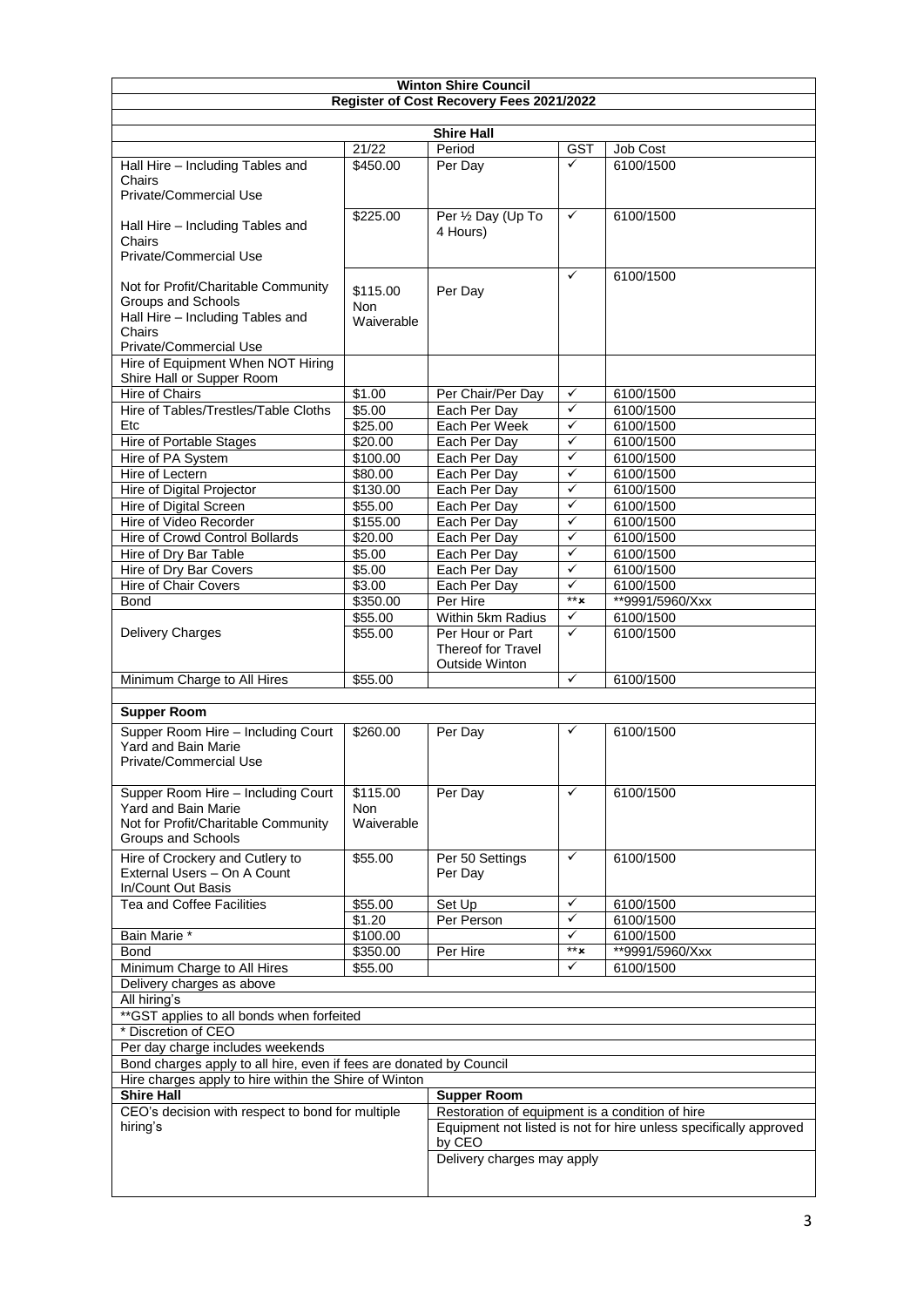## Winton Shire Council

### Register of Cost Recovery Fees 2021/2022

### Shire Hall

| | 21/22 | Period | GST | Job Cost |
|---|---|---|---|---|
| Hall Hire – Including Tables and Chairs Private/Commercial Use | $450.00 | Per Day | ✓ | 6100/1500 |
| Hall Hire – Including Tables and Chairs Private/Commercial Use | $225.00 | Per ½ Day (Up To 4 Hours) | ✓ | 6100/1500 |
| Not for Profit/Charitable Community Groups and Schools Hall Hire – Including Tables and Chairs Private/Commercial Use | $115.00 Non Waiverable | Per Day | ✓ | 6100/1500 |
| Hire of Equipment When NOT Hiring Shire Hall or Supper Room | | | | |
| Hire of Chairs | $1.00 | Per Chair/Per Day | ✓ | 6100/1500 |
| Hire of Tables/Trestles/Table Cloths Etc | $5.00 | Each Per Day | ✓ | 6100/1500 |
| | $25.00 | Each Per Week | ✓ | 6100/1500 |
| Hire of Portable Stages | $20.00 | Each Per Day | ✓ | 6100/1500 |
| Hire of PA System | $100.00 | Each Per Day | ✓ | 6100/1500 |
| Hire of Lectern | $80.00 | Each Per Day | ✓ | 6100/1500 |
| Hire of Digital Projector | $130.00 | Each Per Day | ✓ | 6100/1500 |
| Hire of Digital Screen | $55.00 | Each Per Day | ✓ | 6100/1500 |
| Hire of Video Recorder | $155.00 | Each Per Day | ✓ | 6100/1500 |
| Hire of Crowd Control Bollards | $20.00 | Each Per Day | ✓ | 6100/1500 |
| Hire of Dry Bar Table | $5.00 | Each Per Day | ✓ | 6100/1500 |
| Hire of Dry Bar Covers | $5.00 | Each Per Day | ✓ | 6100/1500 |
| Hire of Chair Covers | $3.00 | Each Per Day | ✓ | 6100/1500 |
| Bond | $350.00 | Per Hire | **✗ | **9991/5960/Xxx |
| Delivery Charges | $55.00 | Within 5km Radius | ✓ | 6100/1500 |
| | $55.00 | Per Hour or Part Thereof for Travel Outside Winton | ✓ | 6100/1500 |
| Minimum Charge to All Hires | $55.00 | | ✓ | 6100/1500 |

### Supper Room

| | | | | |
|---|---|---|---|---|
| Supper Room Hire – Including Court Yard and Bain Marie Private/Commercial Use | $260.00 | Per Day | ✓ | 6100/1500 |
| Supper Room Hire – Including Court Yard and Bain Marie Not for Profit/Charitable Community Groups and Schools | $115.00 Non Waiverable | Per Day | ✓ | 6100/1500 |
| Hire of Crockery and Cutlery to External Users – On A Count In/Count Out Basis | $55.00 | Per 50 Settings Per Day | ✓ | 6100/1500 |
| Tea and Coffee Facilities | $55.00 | Set Up | ✓ | 6100/1500 |
| | $1.20 | Per Person | ✓ | 6100/1500 |
| Bain Marie * | $100.00 | | ✓ | 6100/1500 |
| Bond | $350.00 | Per Hire | **✗ | **9991/5960/Xxx |
| Minimum Charge to All Hires | $55.00 | | ✓ | 6100/1500 |

Delivery charges as above

All hiring's

**GST applies to all bonds when forfeited

* Discretion of CEO

Per day charge includes weekends

Bond charges apply to all hire, even if fees are donated by Council

Hire charges apply to hire within the Shire of Winton

| Shire Hall | Supper Room |
|---|---|
| CEO's decision with respect to bond for multiple hiring's | Restoration of equipment is a condition of hire |
| | Equipment not listed is not for hire unless specifically approved by CEO |
| | Delivery charges may apply |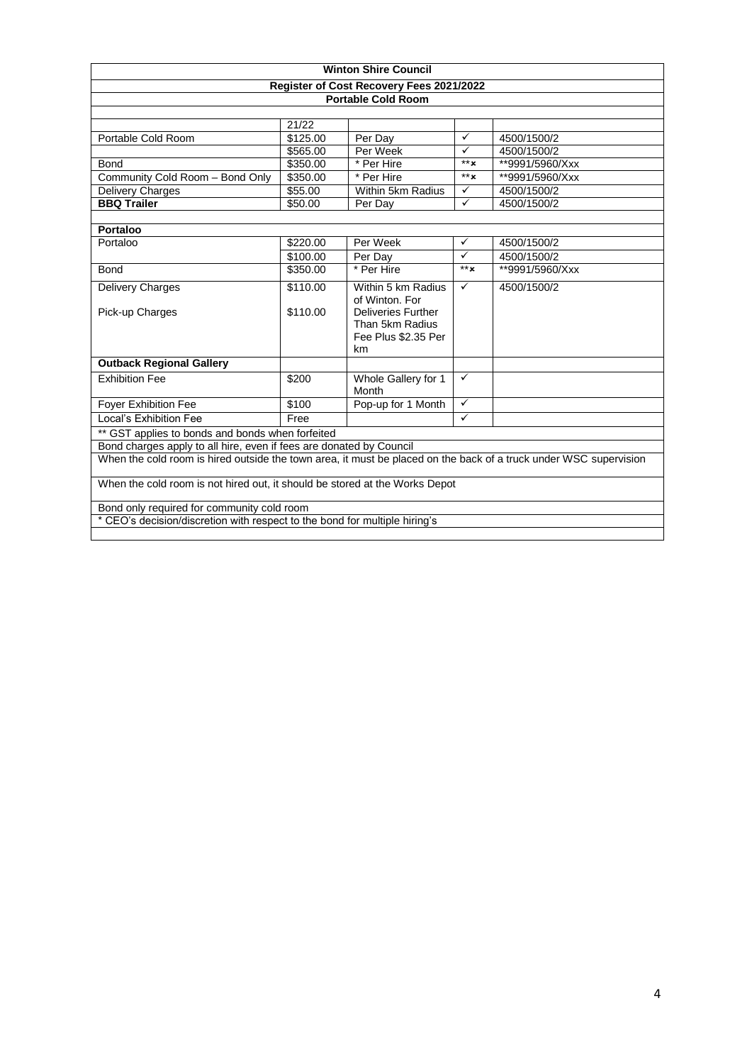| Winton Shire Council | | | | |
|---|---|---|---|---|
| **Register of Cost Recovery Fees 2021/2022** | | | | |
| **Portable Cold Room** | | | | |
| | 21/22 | | | |
| Portable Cold Room | $125.00 | Per Day | ✓ | 4500/1500/2 |
| | $565.00 | Per Week | ✓ | 4500/1500/2 |
| Bond | $350.00 | * Per Hire | **× | **9991/5960/Xxx |
| Community Cold Room – Bond Only | $350.00 | * Per Hire | **× | **9991/5960/Xxx |
| Delivery Charges | $55.00 | Within 5km Radius | ✓ | 4500/1500/2 |
| **BBQ Trailer** | $50.00 | Per Day | ✓ | 4500/1500/2 |
| | | | | |
| **Portaloo** | | | | |
| Portaloo | $220.00 | Per Week | ✓ | 4500/1500/2 |
| | $100.00 | Per Day | ✓ | 4500/1500/2 |
| Bond | $350.00 | * Per Hire | **× | **9991/5960/Xxx |
| Delivery Charges<br><br>Pick-up Charges | $110.00<br><br>$110.00 | Within 5 km Radius of Winton. For Deliveries Further Than 5km Radius Fee Plus $2.35 Per km | ✓ | 4500/1500/2 |
| **Outback Regional Gallery** | | | | |
| Exhibition Fee | $200 | Whole Gallery for 1 Month | ✓ | |
| Foyer Exhibition Fee | $100 | Pop-up for 1 Month | ✓ | |
| Local's Exhibition Fee | Free | | ✓ | |
| ** GST applies to bonds and bonds when forfeited | | | | |
| Bond charges apply to all hire, even if fees are donated by Council | | | | |
| When the cold room is hired outside the town area, it must be placed on the back of a truck under WSC supervision | | | | |
| When the cold room is not hired out, it should be stored at the Works Depot | | | | |
| Bond only required for community cold room | | | | |
| * CEO's decision/discretion with respect to the bond for multiple hiring's | | | | |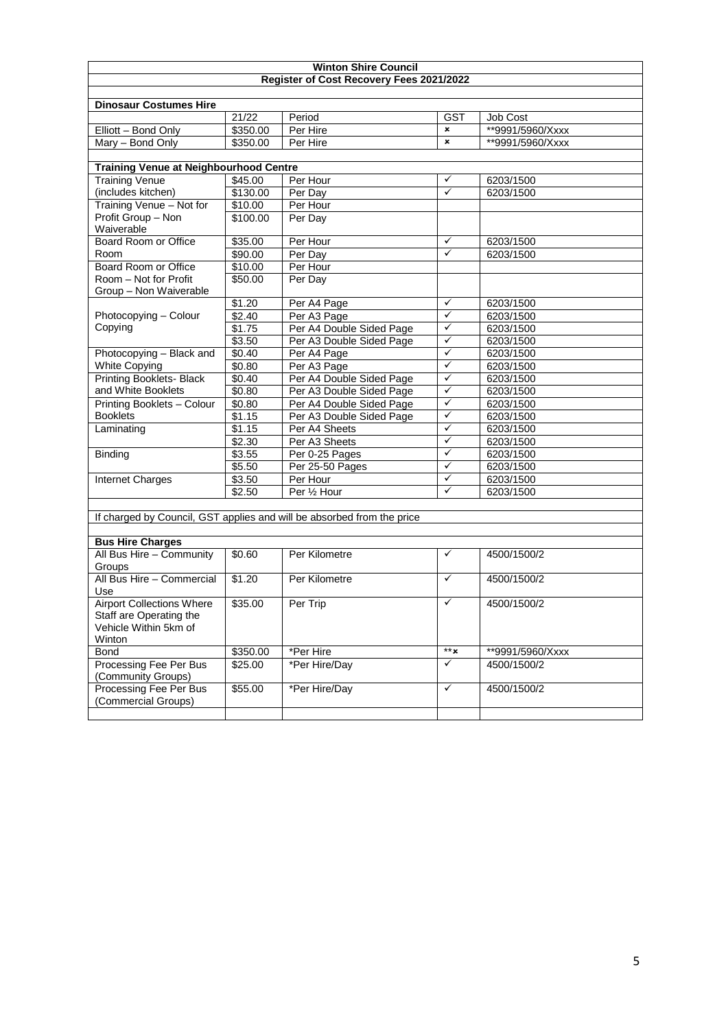| Winton Shire Council | | | | |
|---|---|---|---|---|
| **Register of Cost Recovery Fees 2021/2022** | | | | |
| | | | | |
| **Dinosaur Costumes Hire** | | | | |
| | 21/22 | Period | GST | Job Cost |
| Elliott – Bond Only | $350.00 | Per Hire | × | **9991/5960/Xxxx |
| Mary – Bond Only | $350.00 | Per Hire | × | **9991/5960/Xxxx |
| | | | | |
| **Training Venue at Neighbourhood Centre** | | | | |
| Training Venue (includes kitchen) | $45.00 | Per Hour | ✓ | 6203/1500 |
| | $130.00 | Per Day | ✓ | 6203/1500 |
| Training Venue – Not for Profit Group – Non Waiverable | $10.00 | Per Hour | | |
| | $100.00 | Per Day | | |
| Board Room or Office Room | $35.00 | Per Hour | ✓ | 6203/1500 |
| | $90.00 | Per Day | ✓ | 6203/1500 |
| Board Room or Office Room – Not for Profit Group – Non Waiverable | $10.00 | Per Hour | | |
| | $50.00 | Per Day | | |
| Photocopying – Colour Copying | $1.20 | Per A4 Page | ✓ | 6203/1500 |
| | $2.40 | Per A3 Page | ✓ | 6203/1500 |
| | $1.75 | Per A4 Double Sided Page | ✓ | 6203/1500 |
| | $3.50 | Per A3 Double Sided Page | ✓ | 6203/1500 |
| Photocopying – Black and White Copying | $0.40 | Per A4 Page | ✓ | 6203/1500 |
| | $0.80 | Per A3 Page | ✓ | 6203/1500 |
| Printing Booklets- Black and White Booklets | $0.40 | Per A4 Double Sided Page | ✓ | 6203/1500 |
| | $0.80 | Per A3 Double Sided Page | ✓ | 6203/1500 |
| Printing Booklets – Colour Booklets | $0.80 | Per A4 Double Sided Page | ✓ | 6203/1500 |
| | $1.15 | Per A3 Double Sided Page | ✓ | 6203/1500 |
| Laminating | $1.15 | Per A4 Sheets | ✓ | 6203/1500 |
| | $2.30 | Per A3 Sheets | ✓ | 6203/1500 |
| Binding | $3.55 | Per 0-25 Pages | ✓ | 6203/1500 |
| | $5.50 | Per 25-50 Pages | ✓ | 6203/1500 |
| Internet Charges | $3.50 | Per Hour | ✓ | 6203/1500 |
| | $2.50 | Per ½ Hour | ✓ | 6203/1500 |
| | | | | |
| If charged by Council, GST applies and will be absorbed from the price | | | | |
| | | | | |
| **Bus Hire Charges** | | | | |
| All Bus Hire – Community Groups | $0.60 | Per Kilometre | ✓ | 4500/1500/2 |
| All Bus Hire – Commercial Use | $1.20 | Per Kilometre | ✓ | 4500/1500/2 |
| Airport Collections Where Staff are Operating the Vehicle Within 5km of Winton | $35.00 | Per Trip | ✓ | 4500/1500/2 |
| Bond | $350.00 | *Per Hire | **× | **9991/5960/Xxxx |
| Processing Fee Per Bus (Community Groups) | $25.00 | *Per Hire/Day | ✓ | 4500/1500/2 |
| Processing Fee Per Bus (Commercial Groups) | $55.00 | *Per Hire/Day | ✓ | 4500/1500/2 |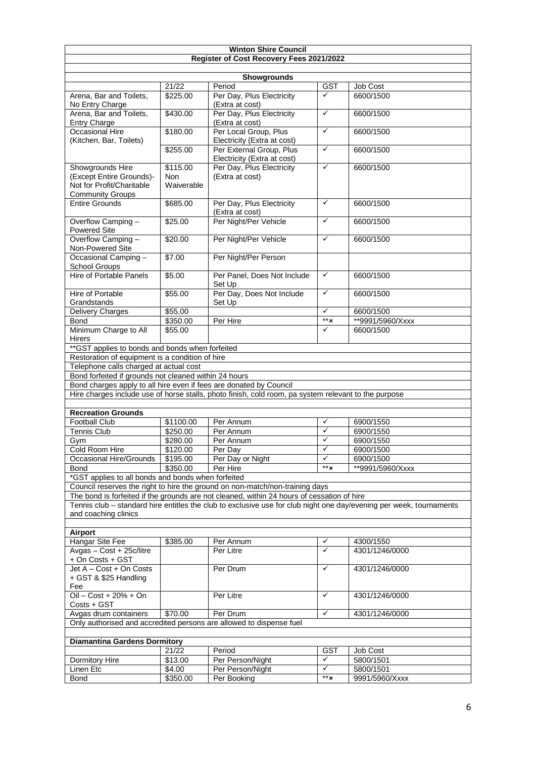## Winton Shire Council

### Register of Cost Recovery Fees 2021/2022

#### Showgrounds

| | 21/22 | Period | GST | Job Cost |
|---|---|---|---|---|
| Arena, Bar and Toilets, No Entry Charge | $225.00 | Per Day, Plus Electricity (Extra at cost) | ✓ | 6600/1500 |
| Arena, Bar and Toilets, Entry Charge | $430.00 | Per Day, Plus Electricity (Extra at cost) | ✓ | 6600/1500 |
| Occasional Hire (Kitchen, Bar, Toilets) | $180.00 | Per Local Group, Plus Electricity (Extra at cost) | ✓ | 6600/1500 |
| | $255.00 | Per External Group, Plus Electricity (Extra at cost) | ✓ | 6600/1500 |
| Showgrounds Hire (Except Entire Grounds)- Not for Profit/Charitable Community Groups | $115.00 Non Waiverable | Per Day, Plus Electricity (Extra at cost) | ✓ | 6600/1500 |
| Entire Grounds | $685.00 | Per Day, Plus Electricity (Extra at cost) | ✓ | 6600/1500 |
| Overflow Camping – Powered Site | $25.00 | Per Night/Per Vehicle | ✓ | 6600/1500 |
| Overflow Camping – Non-Powered Site | $20.00 | Per Night/Per Vehicle | ✓ | 6600/1500 |
| Occasional Camping – School Groups | $7.00 | Per Night/Per Person | | |
| Hire of Portable Panels | $5.00 | Per Panel, Does Not Include Set Up | ✓ | 6600/1500 |
| Hire of Portable Grandstands | $55.00 | Per Day, Does Not Include Set Up | ✓ | 6600/1500 |
| Delivery Charges | $55.00 | | ✓ | 6600/1500 |
| Bond | $350.00 | Per Hire | **✗ | **9991/5960/Xxxx |
| Minimum Charge to All Hirers | $55.00 | | ✓ | 6600/1500 |

**GST applies to bonds and bonds when forfeited

Restoration of equipment is a condition of hire

Telephone calls charged at actual cost

Bond forfeited if grounds not cleaned within 24 hours

Bond charges apply to all hire even if fees are donated by Council

Hire charges include use of horse stalls, photo finish, cold room, pa system relevant to the purpose

#### Recreation Grounds

| | 21/22 | Period | GST | Job Cost |
|---|---|---|---|---|
| Football Club | $1100.00 | Per Annum | ✓ | 6900/1550 |
| Tennis Club | $250.00 | Per Annum | ✓ | 6900/1550 |
| Gym | $280.00 | Per Annum | ✓ | 6900/1550 |
| Cold Room Hire | $120.00 | Per Day | ✓ | 6900/1500 |
| Occasional Hire/Grounds | $195.00 | Per Day or Night | ✓ | 6900/1500 |
| Bond | $350.00 | Per Hire | **✗ | **9991/5960/Xxxx |

*GST applies to all bonds and bonds when forfeited

Council reserves the right to hire the ground on non-match/non-training days

The bond is forfeited if the grounds are not cleaned, within 24 hours of cessation of hire

Tennis club – standard hire entitles the club to exclusive use for club night one day/evening per week, tournaments and coaching clinics

#### Airport

| | 21/22 | Period | GST | Job Cost |
|---|---|---|---|---|
| Hangar Site Fee | $385.00 | Per Annum | ✓ | 4300/1550 |
| Avgas – Cost + 25c/litre + On Costs + GST | | Per Litre | ✓ | 4301/1246/0000 |
| Jet A – Cost + On Costs + GST & $25 Handling Fee | | Per Drum | ✓ | 4301/1246/0000 |
| Oil – Cost + 20% + On Costs + GST | | Per Litre | ✓ | 4301/1246/0000 |
| Avgas drum containers | $70.00 | Per Drum | ✓ | 4301/1246/0000 |

Only authorised and accredited persons are allowed to dispense fuel

#### Diamantina Gardens Dormitory

| | 21/22 | Period | GST | Job Cost |
|---|---|---|---|---|
| Dormitory Hire | $13.00 | Per Person/Night | ✓ | 5800/1501 |
| Linen Etc | $4.00 | Per Person/Night | ✓ | 5800/1501 |
| Bond | $350.00 | Per Booking | **✗ | 9991/5960/Xxxx |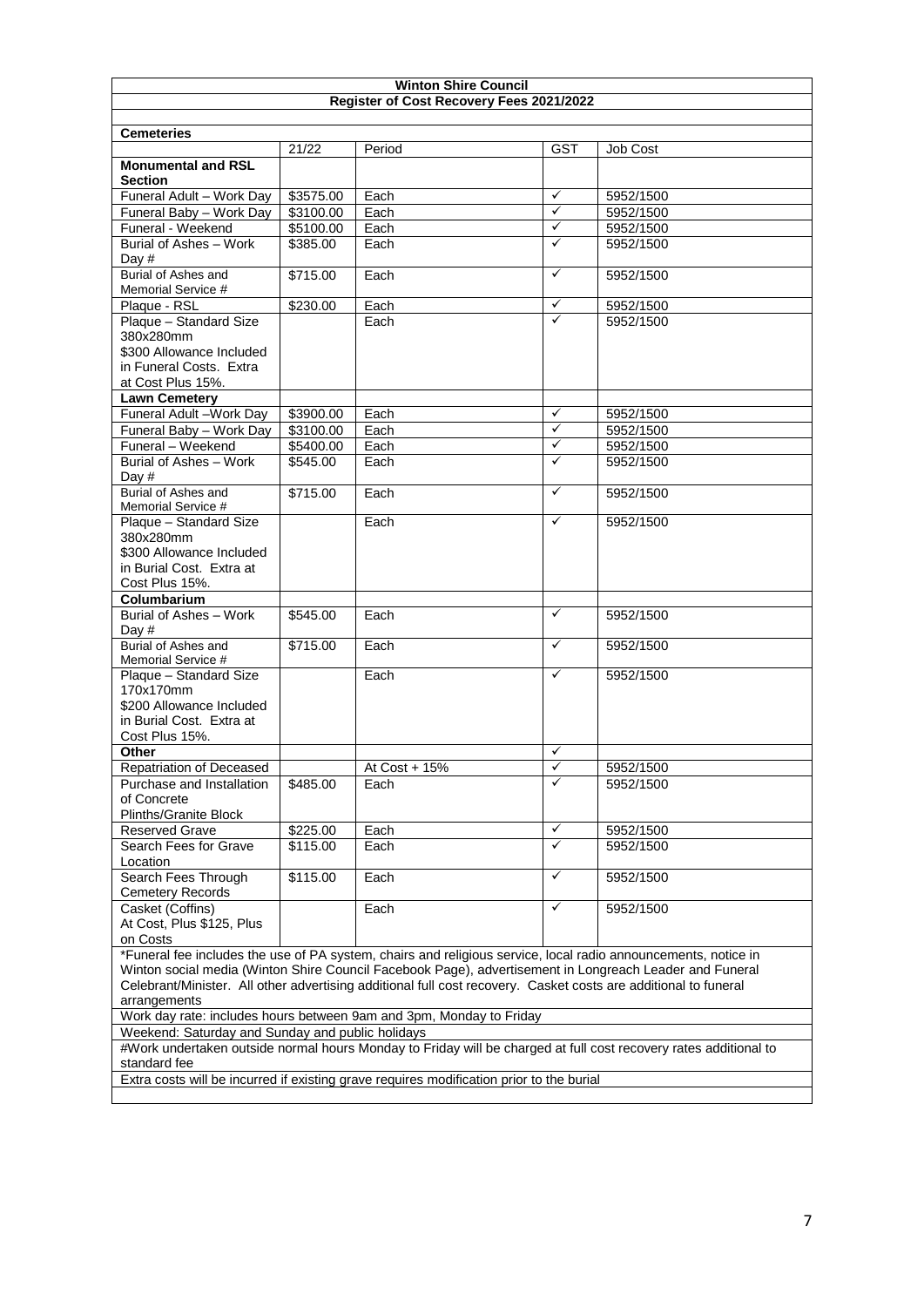**Winton Shire Council**

**Register of Cost Recovery Fees 2021/2022**

| **Cemeteries** | | | | |
|---|---|---|---|---|
| | 21/22 | Period | GST | Job Cost |
| **Monumental and RSL Section** | | | | |
| Funeral Adult – Work Day | $3575.00 | Each | ✓ | 5952/1500 |
| Funeral Baby – Work Day | $3100.00 | Each | ✓ | 5952/1500 |
| Funeral - Weekend | $5100.00 | Each | ✓ | 5952/1500 |
| Burial of Ashes – Work Day # | $385.00 | Each | ✓ | 5952/1500 |
| Burial of Ashes and Memorial Service # | $715.00 | Each | ✓ | 5952/1500 |
| Plaque - RSL | $230.00 | Each | ✓ | 5952/1500 |
| Plaque – Standard Size 380x280mm $300 Allowance Included in Funeral Costs. Extra at Cost Plus 15%. | | Each | ✓ | 5952/1500 |
| **Lawn Cemetery** | | | | |
| Funeral Adult –Work Day | $3900.00 | Each | ✓ | 5952/1500 |
| Funeral Baby – Work Day | $3100.00 | Each | ✓ | 5952/1500 |
| Funeral – Weekend | $5400.00 | Each | ✓ | 5952/1500 |
| Burial of Ashes – Work Day # | $545.00 | Each | ✓ | 5952/1500 |
| Burial of Ashes and Memorial Service # | $715.00 | Each | ✓ | 5952/1500 |
| Plaque – Standard Size 380x280mm $300 Allowance Included in Burial Cost. Extra at Cost Plus 15%. | | Each | ✓ | 5952/1500 |
| **Columbarium** | | | | |
| Burial of Ashes – Work Day # | $545.00 | Each | ✓ | 5952/1500 |
| Burial of Ashes and Memorial Service # | $715.00 | Each | ✓ | 5952/1500 |
| Plaque – Standard Size 170x170mm $200 Allowance Included in Burial Cost. Extra at Cost Plus 15%. | | Each | ✓ | 5952/1500 |
| **Other** | | | ✓ | |
| Repatriation of Deceased | | At Cost + 15% | ✓ | 5952/1500 |
| Purchase and Installation of Concrete Plinths/Granite Block | $485.00 | Each | ✓ | 5952/1500 |
| Reserved Grave | $225.00 | Each | ✓ | 5952/1500 |
| Search Fees for Grave Location | $115.00 | Each | ✓ | 5952/1500 |
| Search Fees Through Cemetery Records | $115.00 | Each | ✓ | 5952/1500 |
| Casket (Coffins) At Cost, Plus $125, Plus on Costs | | Each | ✓ | 5952/1500 |

*Funeral fee includes the use of PA system, chairs and religious service, local radio announcements, notice in Winton social media (Winton Shire Council Facebook Page), advertisement in Longreach Leader and Funeral Celebrant/Minister. All other advertising additional full cost recovery. Casket costs are additional to funeral arrangements

Work day rate: includes hours between 9am and 3pm, Monday to Friday

Weekend: Saturday and Sunday and public holidays

#Work undertaken outside normal hours Monday to Friday will be charged at full cost recovery rates additional to standard fee

Extra costs will be incurred if existing grave requires modification prior to the burial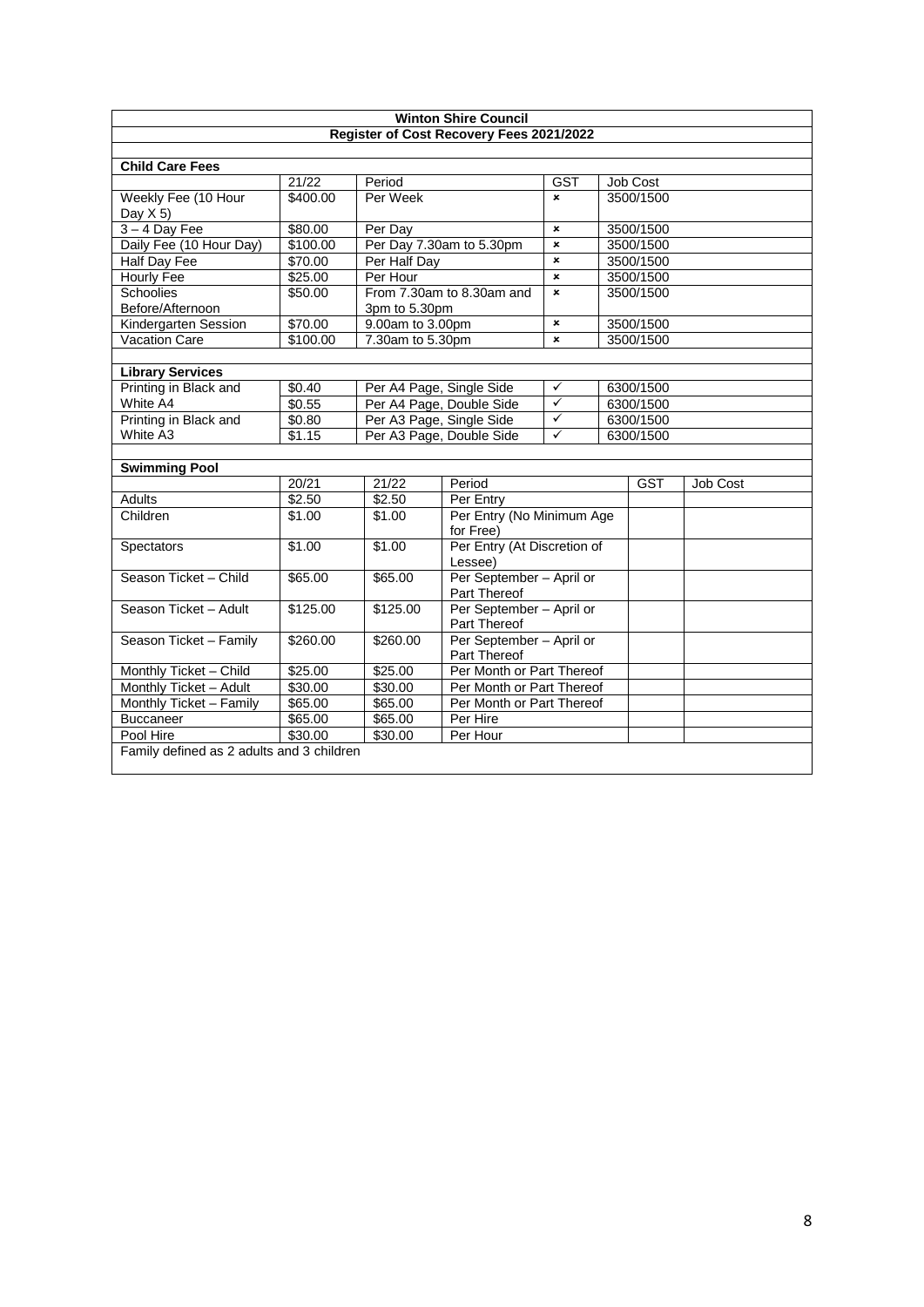**Winton Shire Council**

**Register of Cost Recovery Fees 2021/2022**

**Child Care Fees**

| | 21/22 | Period | GST | Job Cost |
|---|---|---|---|---|
| Weekly Fee (10 Hour Day X 5) | $400.00 | Per Week | × | 3500/1500 |
| 3 – 4 Day Fee | $80.00 | Per Day | × | 3500/1500 |
| Daily Fee (10 Hour Day) | $100.00 | Per Day 7.30am to 5.30pm | × | 3500/1500 |
| Half Day Fee | $70.00 | Per Half Day | × | 3500/1500 |
| Hourly Fee | $25.00 | Per Hour | × | 3500/1500 |
| Schoolies Before/Afternoon | $50.00 | From 7.30am to 8.30am and 3pm to 5.30pm | × | 3500/1500 |
| Kindergarten Session | $70.00 | 9.00am to 3.00pm | × | 3500/1500 |
| Vacation Care | $100.00 | 7.30am to 5.30pm | × | 3500/1500 |

**Library Services**

| | | | GST | Job Cost |
|---|---|---|---|---|
| Printing in Black and White A4 | $0.40 | Per A4 Page, Single Side | ✓ | 6300/1500 |
| | $0.55 | Per A4 Page, Double Side | ✓ | 6300/1500 |
| Printing in Black and White A3 | $0.80 | Per A3 Page, Single Side | ✓ | 6300/1500 |
| | $1.15 | Per A3 Page, Double Side | ✓ | 6300/1500 |

**Swimming Pool**

| | 20/21 | 21/22 | Period | GST | Job Cost |
|---|---|---|---|---|---|
| Adults | $2.50 | $2.50 | Per Entry | | |
| Children | $1.00 | $1.00 | Per Entry (No Minimum Age for Free) | | |
| Spectators | $1.00 | $1.00 | Per Entry (At Discretion of Lessee) | | |
| Season Ticket – Child | $65.00 | $65.00 | Per September – April or Part Thereof | | |
| Season Ticket – Adult | $125.00 | $125.00 | Per September – April or Part Thereof | | |
| Season Ticket – Family | $260.00 | $260.00 | Per September – April or Part Thereof | | |
| Monthly Ticket – Child | $25.00 | $25.00 | Per Month or Part Thereof | | |
| Monthly Ticket – Adult | $30.00 | $30.00 | Per Month or Part Thereof | | |
| Monthly Ticket – Family | $65.00 | $65.00 | Per Month or Part Thereof | | |
| Buccaneer | $65.00 | $65.00 | Per Hire | | |
| Pool Hire | $30.00 | $30.00 | Per Hour | | |

Family defined as 2 adults and 3 children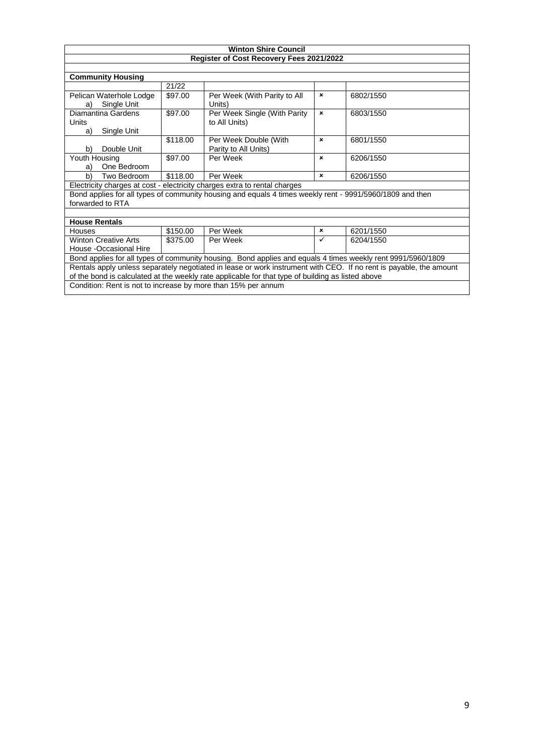| Winton Shire Council | | | | |
|---|---|---|---|---|
| **Register of Cost Recovery Fees 2021/2022** | | | | |
| **Community Housing** | | | | |
| | 21/22 | | | |
| Pelican Waterhole Lodge<br>a) Single Unit | $97.00 | Per Week (With Parity to All Units) | × | 6802/1550 |
| Diamantina Gardens Units<br>a) Single Unit | $97.00 | Per Week Single (With Parity to All Units) | × | 6803/1550 |
| b) Double Unit | $118.00 | Per Week Double (With Parity to All Units) | × | 6801/1550 |
| Youth Housing<br>a) One Bedroom | $97.00 | Per Week | × | 6206/1550 |
| b) Two Bedroom | $118.00 | Per Week | × | 6206/1550 |
| Electricity charges at cost - electricity charges extra to rental charges | | | | |
| Bond applies for all types of community housing and equals 4 times weekly rent - 9991/5960/1809 and then forwarded to RTA | | | | |
| **House Rentals** | | | | |
| Houses | $150.00 | Per Week | × | 6201/1550 |
| Winton Creative Arts House -Occasional Hire | $375.00 | Per Week | ✓ | 6204/1550 |
| Bond applies for all types of community housing. Bond applies and equals 4 times weekly rent 9991/5960/1809 | | | | |
| Rentals apply unless separately negotiated in lease or work instrument with CEO. If no rent is payable, the amount of the bond is calculated at the weekly rate applicable for that type of building as listed above | | | | |
| Condition: Rent is not to increase by more than 15% per annum | | | | |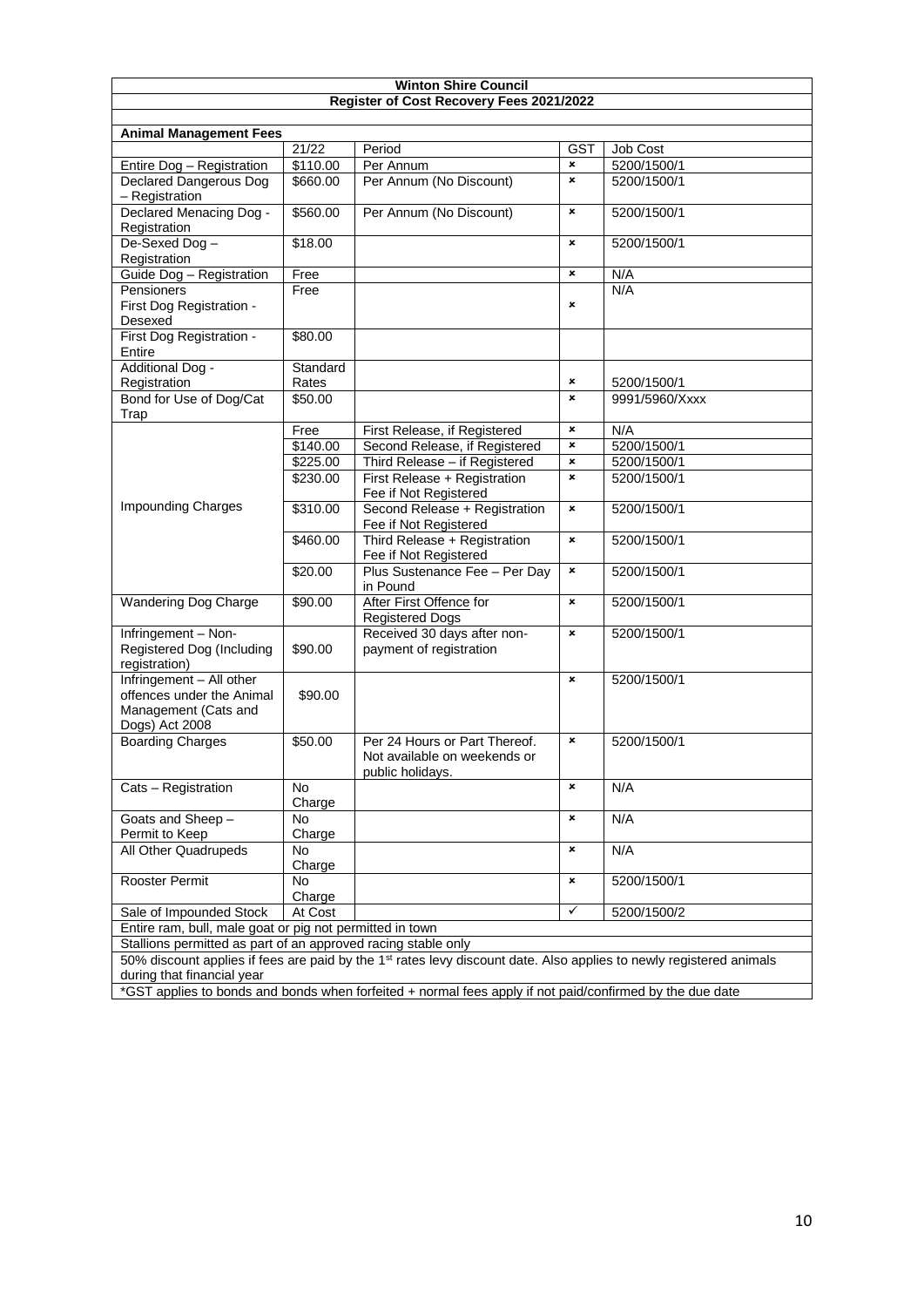**Winton Shire Council**

**Register of Cost Recovery Fees 2021/2022**

| **Animal Management Fees** | | | | |
|---|---|---|---|---|
| | 21/22 | Period | GST | Job Cost |
| Entire Dog – Registration | $110.00 | Per Annum | × | 5200/1500/1 |
| Declared Dangerous Dog – Registration | $660.00 | Per Annum (No Discount) | × | 5200/1500/1 |
| Declared Menacing Dog - Registration | $560.00 | Per Annum (No Discount) | × | 5200/1500/1 |
| De-Sexed Dog – Registration | $18.00 | | × | 5200/1500/1 |
| Guide Dog – Registration | Free | | × | N/A |
| Pensioners<br>First Dog Registration - Desexed | Free | | × | N/A |
| First Dog Registration - Entire | $80.00 | | | |
| Additional Dog - Registration | Standard Rates | | × | 5200/1500/1 |
| Bond for Use of Dog/Cat Trap | $50.00 | | × | 9991/5960/Xxxx |
| Impounding Charges | Free | First Release, if Registered | × | N/A |
| | $140.00 | Second Release, if Registered | × | 5200/1500/1 |
| | $225.00 | Third Release – if Registered | × | 5200/1500/1 |
| | $230.00 | First Release + Registration Fee if Not Registered | × | 5200/1500/1 |
| | $310.00 | Second Release + Registration Fee if Not Registered | × | 5200/1500/1 |
| | $460.00 | Third Release + Registration Fee if Not Registered | × | 5200/1500/1 |
| | $20.00 | Plus Sustenance Fee – Per Day in Pound | × | 5200/1500/1 |
| Wandering Dog Charge | $90.00 | After First Offence for Registered Dogs | × | 5200/1500/1 |
| Infringement – Non-Registered Dog (Including registration) | $90.00 | Received 30 days after non-payment of registration | × | 5200/1500/1 |
| Infringement – All other offences under the Animal Management (Cats and Dogs) Act 2008 | $90.00 | | × | 5200/1500/1 |
| Boarding Charges | $50.00 | Per 24 Hours or Part Thereof. Not available on weekends or public holidays. | × | 5200/1500/1 |
| Cats – Registration | No Charge | | × | N/A |
| Goats and Sheep – Permit to Keep | No Charge | | × | N/A |
| All Other Quadrupeds | No Charge | | × | N/A |
| Rooster Permit | No Charge | | × | 5200/1500/1 |
| Sale of Impounded Stock | At Cost | | ✓ | 5200/1500/2 |
| Entire ram, bull, male goat or pig not permitted in town | | | | |
| Stallions permitted as part of an approved racing stable only | | | | |
| 50% discount applies if fees are paid by the 1st rates levy discount date. Also applies to newly registered animals during that financial year | | | | |
| *GST applies to bonds and bonds when forfeited + normal fees apply if not paid/confirmed by the due date | | | | |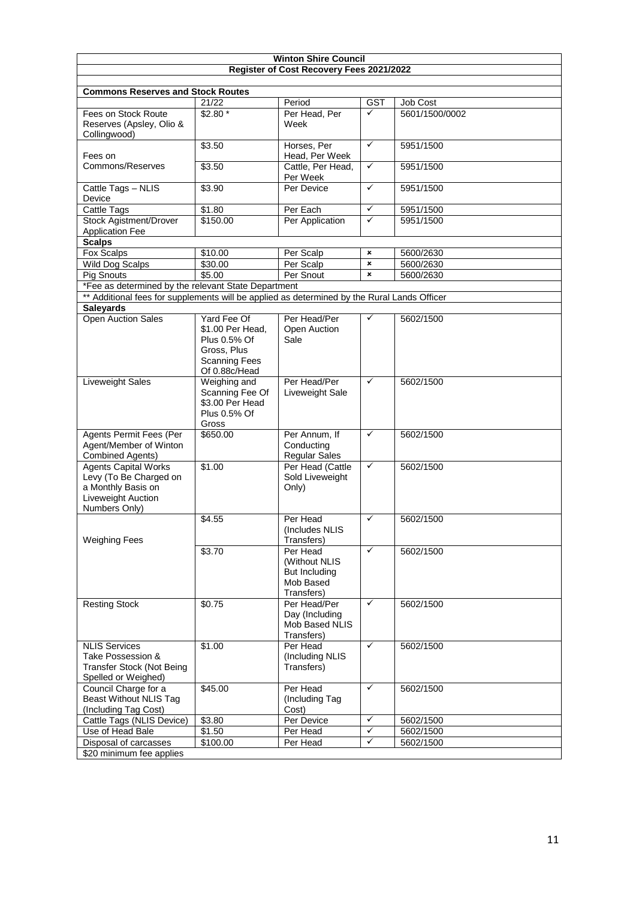| Winton Shire Council | | | | |
|---|---|---|---|---|
| **Register of Cost Recovery Fees 2021/2022** | | | | |
| | | | | |
| **Commons Reserves and Stock Routes** | | | | |
| | 21/22 | Period | GST | Job Cost |
| Fees on Stock Route Reserves (Apsley, Olio & Collingwood) | $2.80 * | Per Head, Per Week | ✓ | 5601/1500/0002 |
| Fees on Commons/Reserves | $3.50 | Horses, Per Head, Per Week | ✓ | 5951/1500 |
| | $3.50 | Cattle, Per Head, Per Week | ✓ | 5951/1500 |
| Cattle Tags – NLIS Device | $3.90 | Per Device | ✓ | 5951/1500 |
| Cattle Tags | $1.80 | Per Each | ✓ | 5951/1500 |
| Stock Agistment/Drover Application Fee | $150.00 | Per Application | ✓ | 5951/1500 |
| **Scalps** | | | | |
| Fox Scalps | $10.00 | Per Scalp | × | 5600/2630 |
| Wild Dog Scalps | $30.00 | Per Scalp | × | 5600/2630 |
| Pig Snouts | $5.00 | Per Snout | × | 5600/2630 |
| *Fee as determined by the relevant State Department | | | | |
| ** Additional fees for supplements will be applied as determined by the Rural Lands Officer | | | | |
| **Saleyards** | | | | |
| Open Auction Sales | Yard Fee Of $1.00 Per Head, Plus 0.5% Of Gross, Plus Scanning Fees Of 0.88c/Head | Per Head/Per Open Auction Sale | ✓ | 5602/1500 |
| Liveweight Sales | Weighing and Scanning Fee Of $3.00 Per Head Plus 0.5% Of Gross | Per Head/Per Liveweight Sale | ✓ | 5602/1500 |
| Agents Permit Fees (Per Agent/Member of Winton Combined Agents) | $650.00 | Per Annum, If Conducting Regular Sales | ✓ | 5602/1500 |
| Agents Capital Works Levy (To Be Charged on a Monthly Basis on Liveweight Auction Numbers Only) | $1.00 | Per Head (Cattle Sold Liveweight Only) | ✓ | 5602/1500 |
| Weighing Fees | $4.55 | Per Head (Includes NLIS Transfers) | ✓ | 5602/1500 |
| | $3.70 | Per Head (Without NLIS But Including Mob Based Transfers) | ✓ | 5602/1500 |
| Resting Stock | $0.75 | Per Head/Per Day (Including Mob Based NLIS Transfers) | ✓ | 5602/1500 |
| NLIS Services Take Possession & Transfer Stock (Not Being Spelled or Weighed) | $1.00 | Per Head (Including NLIS Transfers) | ✓ | 5602/1500 |
| Council Charge for a Beast Without NLIS Tag (Including Tag Cost) | $45.00 | Per Head (Including Tag Cost) | ✓ | 5602/1500 |
| Cattle Tags (NLIS Device) | $3.80 | Per Device | ✓ | 5602/1500 |
| Use of Head Bale | $1.50 | Per Head | ✓ | 5602/1500 |
| Disposal of carcasses | $100.00 | Per Head | ✓ | 5602/1500 |
| $20 minimum fee applies | | | | |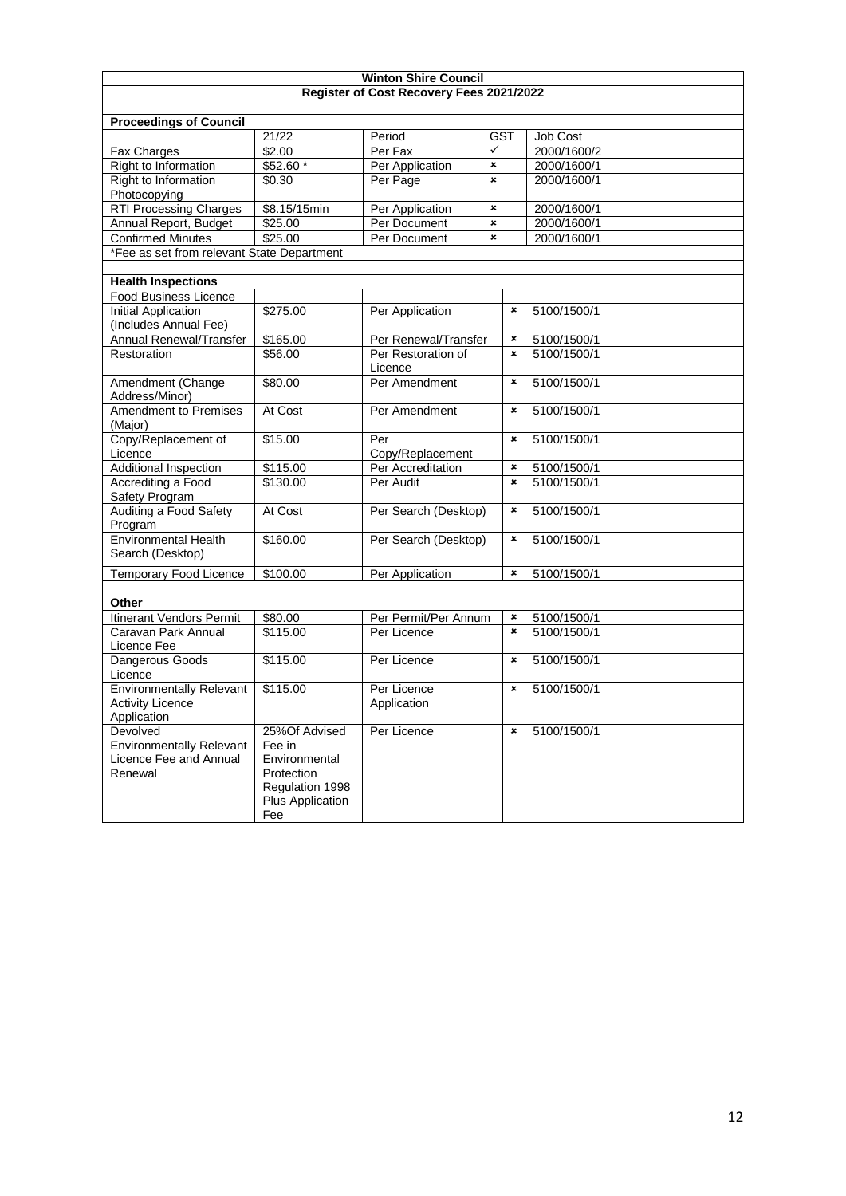**Winton Shire Council**

**Register of Cost Recovery Fees 2021/2022**

**Proceedings of Council**

| | 21/22 | Period | GST | Job Cost |
|---|---|---|---|---|
| Fax Charges | $2.00 | Per Fax | ✓ | 2000/1600/2 |
| Right to Information | $52.60 * | Per Application | × | 2000/1600/1 |
| Right to Information Photocopying | $0.30 | Per Page | × | 2000/1600/1 |
| RTI Processing Charges | $8.15/15min | Per Application | × | 2000/1600/1 |
| Annual Report, Budget | $25.00 | Per Document | × | 2000/1600/1 |
| Confirmed Minutes | $25.00 | Per Document | × | 2000/1600/1 |

*Fee as set from relevant State Department

**Health Inspections**

| | | | GST | Job Cost |
|---|---|---|---|---|
| Food Business Licence | | | | |
| Initial Application (Includes Annual Fee) | $275.00 | Per Application | × | 5100/1500/1 |
| Annual Renewal/Transfer | $165.00 | Per Renewal/Transfer | × | 5100/1500/1 |
| Restoration | $56.00 | Per Restoration of Licence | × | 5100/1500/1 |
| Amendment (Change Address/Minor) | $80.00 | Per Amendment | × | 5100/1500/1 |
| Amendment to Premises (Major) | At Cost | Per Amendment | × | 5100/1500/1 |
| Copy/Replacement of Licence | $15.00 | Per Copy/Replacement | × | 5100/1500/1 |
| Additional Inspection | $115.00 | Per Accreditation | × | 5100/1500/1 |
| Accrediting a Food Safety Program | $130.00 | Per Audit | × | 5100/1500/1 |
| Auditing a Food Safety Program | At Cost | Per Search (Desktop) | × | 5100/1500/1 |
| Environmental Health Search (Desktop) | $160.00 | Per Search (Desktop) | × | 5100/1500/1 |
| Temporary Food Licence | $100.00 | Per Application | × | 5100/1500/1 |

**Other**

| | | | GST | Job Cost |
|---|---|---|---|---|
| Itinerant Vendors Permit | $80.00 | Per Permit/Per Annum | × | 5100/1500/1 |
| Caravan Park Annual Licence Fee | $115.00 | Per Licence | × | 5100/1500/1 |
| Dangerous Goods Licence | $115.00 | Per Licence | × | 5100/1500/1 |
| Environmentally Relevant Activity Licence Application | $115.00 | Per Licence Application | × | 5100/1500/1 |
| Devolved Environmentally Relevant Licence Fee and Annual Renewal | 25%Of Advised Fee in Environmental Protection Regulation 1998 Plus Application Fee | Per Licence | × | 5100/1500/1 |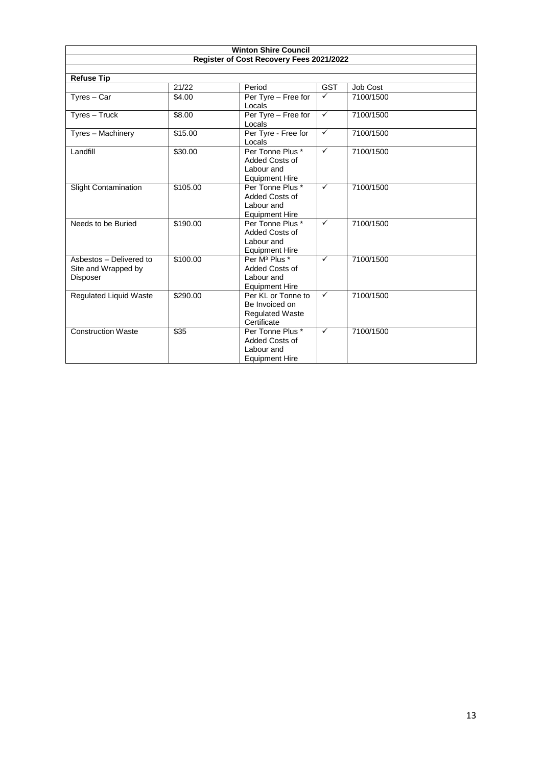**Winton Shire Council**

**Register of Cost Recovery Fees 2021/2022**

**Refuse Tip**

| | 21/22 | Period | GST | Job Cost |
|---|---|---|---|---|
| Tyres – Car | $4.00 | Per Tyre – Free for Locals | ✓ | 7100/1500 |
| Tyres – Truck | $8.00 | Per Tyre – Free for Locals | ✓ | 7100/1500 |
| Tyres – Machinery | $15.00 | Per Tyre - Free for Locals | ✓ | 7100/1500 |
| Landfill | $30.00 | Per Tonne Plus * Added Costs of Labour and Equipment Hire | ✓ | 7100/1500 |
| Slight Contamination | $105.00 | Per Tonne Plus * Added Costs of Labour and Equipment Hire | ✓ | 7100/1500 |
| Needs to be Buried | $190.00 | Per Tonne Plus * Added Costs of Labour and Equipment Hire | ✓ | 7100/1500 |
| Asbestos – Delivered to Site and Wrapped by Disposer | $100.00 | Per $M^3$ Plus * Added Costs of Labour and Equipment Hire | ✓ | 7100/1500 |
| Regulated Liquid Waste | $290.00 | Per KL or Tonne to Be Invoiced on Regulated Waste Certificate | ✓ | 7100/1500 |
| Construction Waste | $35 | Per Tonne Plus * Added Costs of Labour and Equipment Hire | ✓ | 7100/1500 |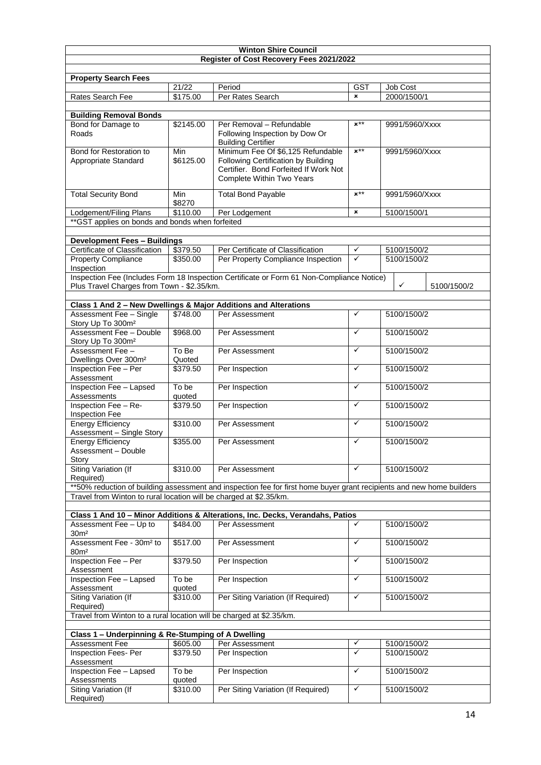# Winton Shire Council

## Register of Cost Recovery Fees 2021/2022

### Property Search Fees

| | 21/22 | Period | GST | Job Cost |
|---|---|---|---|---|
| Rates Search Fee | $175.00 | Per Rates Search | × | 2000/1500/1 |

### Building Removal Bonds

| | | | | |
|---|---|---|---|---|
| Bond for Damage to Roads | $2145.00 | Per Removal – Refundable Following Inspection by Dow Or Building Certifier | ×** | 9991/5960/Xxxx |
| Bond for Restoration to Appropriate Standard | Min $6125.00 | Minimum Fee Of $6,125 Refundable Following Certification by Building Certifier. Bond Forfeited If Work Not Complete Within Two Years | ×** | 9991/5960/Xxxx |
| Total Security Bond | Min $8270 | Total Bond Payable | ×** | 9991/5960/Xxxx |
| Lodgement/Filing Plans | $110.00 | Per Lodgement | × | 5100/1500/1 |

**GST applies on bonds and bonds when forfeited

### Development Fees – Buildings

| | | | | |
|---|---|---|---|---|
| Certificate of Classification | $379.50 | Per Certificate of Classification | ✓ | 5100/1500/2 |
| Property Compliance Inspection | $350.00 | Per Property Compliance Inspection | ✓ | 5100/1500/2 |
| Inspection Fee (Includes Form 18 Inspection Certificate or Form 61 Non-Compliance Notice) Plus Travel Charges from Town - $2.35/km. | | | ✓ | 5100/1500/2 |

### Class 1 And 2 – New Dwellings & Major Additions and Alterations

| | | | | |
|---|---|---|---|---|
| Assessment Fee – Single Story Up To 300m² | $748.00 | Per Assessment | ✓ | 5100/1500/2 |
| Assessment Fee – Double Story Up To 300m² | $968.00 | Per Assessment | ✓ | 5100/1500/2 |
| Assessment Fee – Dwellings Over 300m² | To Be Quoted | Per Assessment | ✓ | 5100/1500/2 |
| Inspection Fee – Per Assessment | $379.50 | Per Inspection | ✓ | 5100/1500/2 |
| Inspection Fee – Lapsed Assessments | To be quoted | Per Inspection | ✓ | 5100/1500/2 |
| Inspection Fee – Re-Inspection Fee | $379.50 | Per Inspection | ✓ | 5100/1500/2 |
| Energy Efficiency Assessment – Single Story | $310.00 | Per Assessment | ✓ | 5100/1500/2 |
| Energy Efficiency Assessment – Double Story | $355.00 | Per Assessment | ✓ | 5100/1500/2 |
| Siting Variation (If Required) | $310.00 | Per Assessment | ✓ | 5100/1500/2 |

**50% reduction of building assessment and inspection fee for first home buyer grant recipients and new home builders

Travel from Winton to rural location will be charged at $2.35/km.

### Class 1 And 10 – Minor Additions & Alterations, Inc. Decks, Verandahs, Patios

| | | | | |
|---|---|---|---|---|
| Assessment Fee – Up to 30m² | $484.00 | Per Assessment | ✓ | 5100/1500/2 |
| Assessment Fee - 30m² to 80m² | $517.00 | Per Assessment | ✓ | 5100/1500/2 |
| Inspection Fee – Per Assessment | $379.50 | Per Inspection | ✓ | 5100/1500/2 |
| Inspection Fee – Lapsed Assessment | To be quoted | Per Inspection | ✓ | 5100/1500/2 |
| Siting Variation (If Required) | $310.00 | Per Siting Variation (If Required) | ✓ | 5100/1500/2 |

Travel from Winton to a rural location will be charged at $2.35/km.

### Class 1 – Underpinning & Re-Stumping of A Dwelling

| | | | | |
|---|---|---|---|---|
| Assessment Fee | $605.00 | Per Assessment | ✓ | 5100/1500/2 |
| Inspection Fees- Per Assessment | $379.50 | Per Inspection | ✓ | 5100/1500/2 |
| Inspection Fee – Lapsed Assessments | To be quoted | Per Inspection | ✓ | 5100/1500/2 |
| Siting Variation (If Required) | $310.00 | Per Siting Variation (If Required) | ✓ | 5100/1500/2 |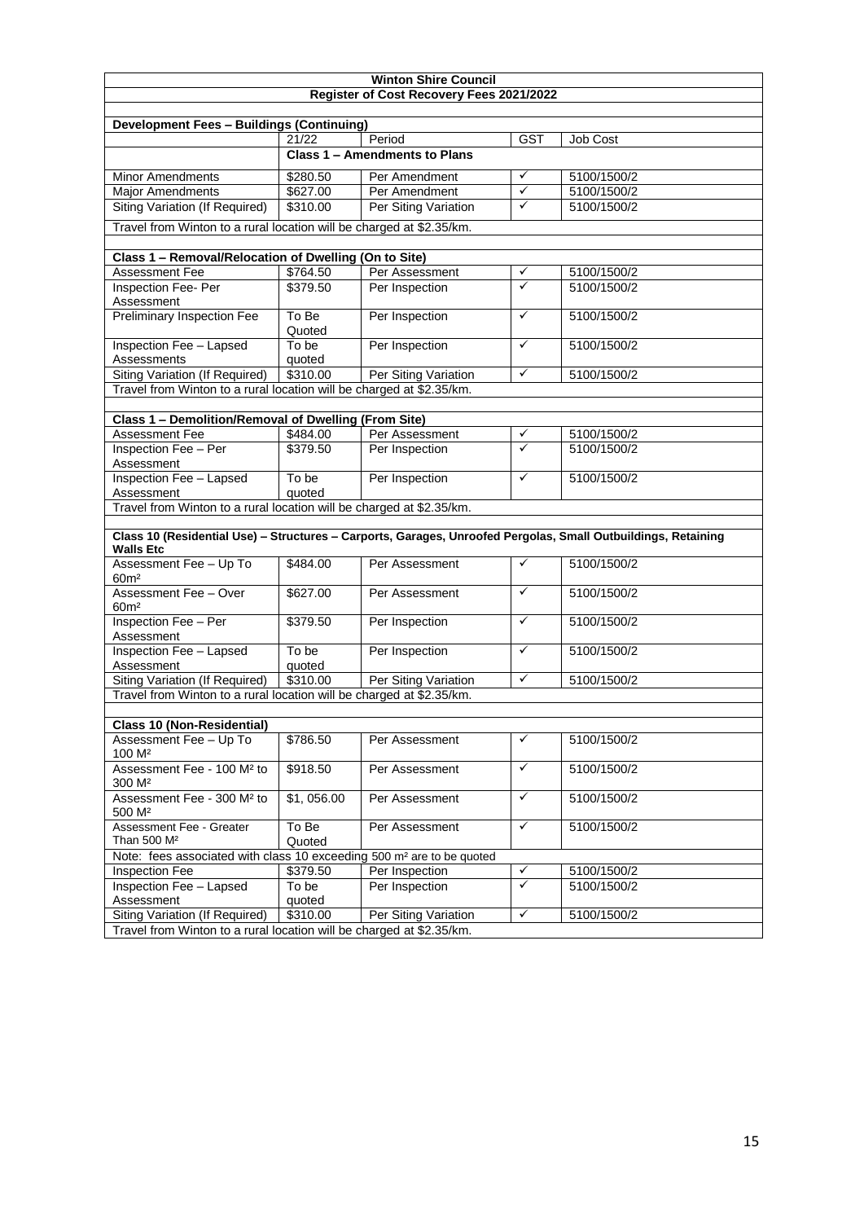| Winton Shire Council | | | | |
|---|---|---|---|---|
| **Register of Cost Recovery Fees 2021/2022** | | | | |
| **Development Fees – Buildings (Continuing)** | | | | |
| | 21/22 | Period | GST | Job Cost |
| | **Class 1 – Amendments to Plans** | | | |
| Minor Amendments | $280.50 | Per Amendment | ✓ | 5100/1500/2 |
| Major Amendments | $627.00 | Per Amendment | ✓ | 5100/1500/2 |
| Siting Variation (If Required) | $310.00 | Per Siting Variation | ✓ | 5100/1500/2 |
| Travel from Winton to a rural location will be charged at $2.35/km. | | | | |
| **Class 1 – Removal/Relocation of Dwelling (On to Site)** | | | | |
| Assessment Fee | $764.50 | Per Assessment | ✓ | 5100/1500/2 |
| Inspection Fee- Per Assessment | $379.50 | Per Inspection | ✓ | 5100/1500/2 |
| Preliminary Inspection Fee | To Be Quoted | Per Inspection | ✓ | 5100/1500/2 |
| Inspection Fee – Lapsed Assessments | To be quoted | Per Inspection | ✓ | 5100/1500/2 |
| Siting Variation (If Required) | $310.00 | Per Siting Variation | ✓ | 5100/1500/2 |
| Travel from Winton to a rural location will be charged at $2.35/km. | | | | |
| **Class 1 – Demolition/Removal of Dwelling (From Site)** | | | | |
| Assessment Fee | $484.00 | Per Assessment | ✓ | 5100/1500/2 |
| Inspection Fee – Per Assessment | $379.50 | Per Inspection | ✓ | 5100/1500/2 |
| Inspection Fee – Lapsed Assessment | To be quoted | Per Inspection | ✓ | 5100/1500/2 |
| Travel from Winton to a rural location will be charged at $2.35/km. | | | | |
| **Class 10 (Residential Use) – Structures – Carports, Garages, Unroofed Pergolas, Small Outbuildings, Retaining Walls Etc** | | | | |
| Assessment Fee – Up To 60m² | $484.00 | Per Assessment | ✓ | 5100/1500/2 |
| Assessment Fee – Over 60m² | $627.00 | Per Assessment | ✓ | 5100/1500/2 |
| Inspection Fee – Per Assessment | $379.50 | Per Inspection | ✓ | 5100/1500/2 |
| Inspection Fee – Lapsed Assessment | To be quoted | Per Inspection | ✓ | 5100/1500/2 |
| Siting Variation (If Required) | $310.00 | Per Siting Variation | ✓ | 5100/1500/2 |
| Travel from Winton to a rural location will be charged at $2.35/km. | | | | |
| **Class 10 (Non-Residential)** | | | | |
| Assessment Fee – Up To 100 M² | $786.50 | Per Assessment | ✓ | 5100/1500/2 |
| Assessment Fee - 100 M² to 300 M² | $918.50 | Per Assessment | ✓ | 5100/1500/2 |
| Assessment Fee - 300 M² to 500 M² | $1, 056.00 | Per Assessment | ✓ | 5100/1500/2 |
| Assessment Fee - Greater Than 500 M² | To Be Quoted | Per Assessment | ✓ | 5100/1500/2 |
| Note: fees associated with class 10 exceeding 500 m² are to be quoted | | | | |
| Inspection Fee | $379.50 | Per Inspection | ✓ | 5100/1500/2 |
| Inspection Fee – Lapsed Assessment | To be quoted | Per Inspection | ✓ | 5100/1500/2 |
| Siting Variation (If Required) | $310.00 | Per Siting Variation | ✓ | 5100/1500/2 |
| Travel from Winton to a rural location will be charged at $2.35/km. | | | | |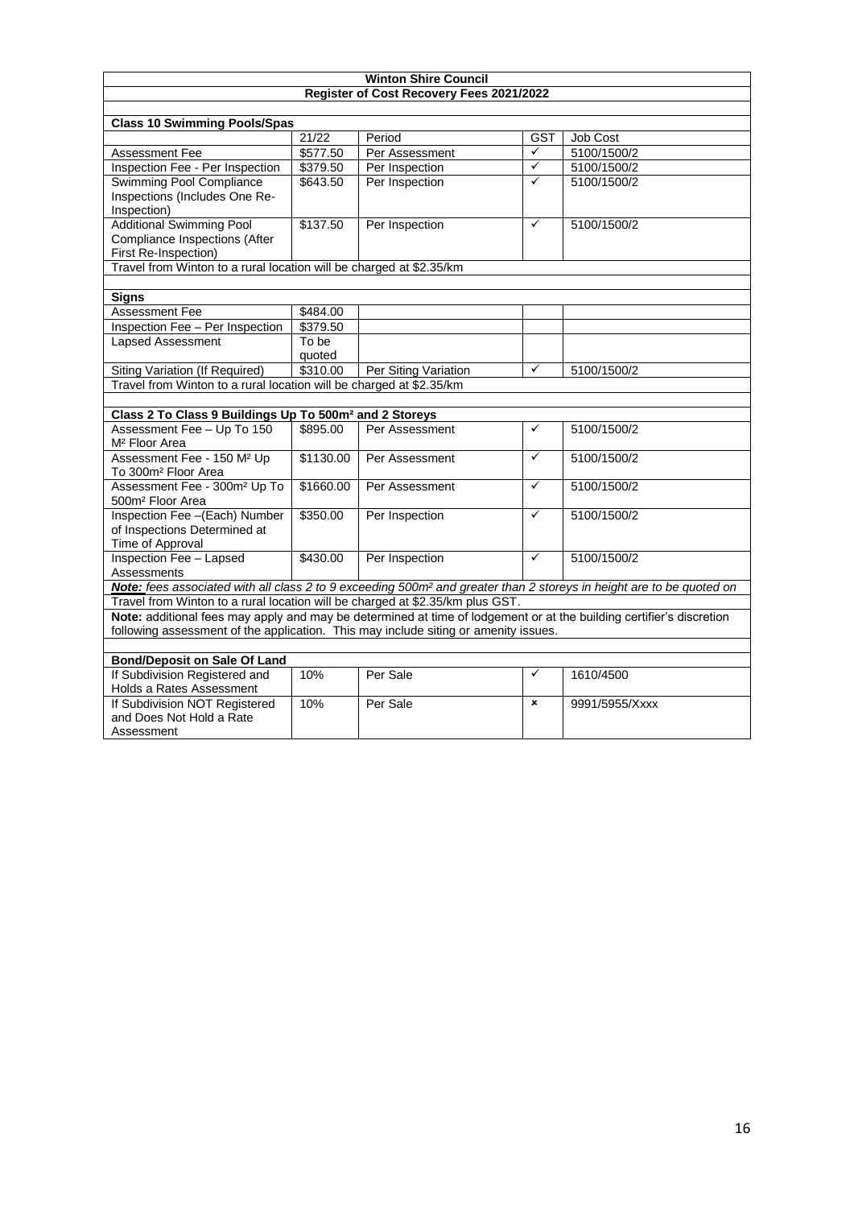| Winton Shire Council | | | | |
|---|---|---|---|---|
| **Register of Cost Recovery Fees 2021/2022** | | | | |
| | | | | |
| **Class 10 Swimming Pools/Spas** | | | | |
| | 21/22 | Period | GST | Job Cost |
| Assessment Fee | $577.50 | Per Assessment | ✓ | 5100/1500/2 |
| Inspection Fee - Per Inspection | $379.50 | Per Inspection | ✓ | 5100/1500/2 |
| Swimming Pool Compliance Inspections (Includes One Re-Inspection) | $643.50 | Per Inspection | ✓ | 5100/1500/2 |
| Additional Swimming Pool Compliance Inspections (After First Re-Inspection) | $137.50 | Per Inspection | ✓ | 5100/1500/2 |
| Travel from Winton to a rural location will be charged at $2.35/km | | | | |
| | | | | |
| **Signs** | | | | |
| Assessment Fee | $484.00 | | | |
| Inspection Fee – Per Inspection | $379.50 | | | |
| Lapsed Assessment | To be quoted | | | |
| Siting Variation (If Required) | $310.00 | Per Siting Variation | ✓ | 5100/1500/2 |
| Travel from Winton to a rural location will be charged at $2.35/km | | | | |
| | | | | |
| **Class 2 To Class 9 Buildings Up To 500m² and 2 Storeys** | | | | |
| Assessment Fee – Up To 150 M² Floor Area | $895.00 | Per Assessment | ✓ | 5100/1500/2 |
| Assessment Fee - 150 M² Up To 300m² Floor Area | $1130.00 | Per Assessment | ✓ | 5100/1500/2 |
| Assessment Fee - 300m² Up To 500m² Floor Area | $1660.00 | Per Assessment | ✓ | 5100/1500/2 |
| Inspection Fee –(Each) Number of Inspections Determined at Time of Approval | $350.00 | Per Inspection | ✓ | 5100/1500/2 |
| Inspection Fee – Lapsed Assessments | $430.00 | Per Inspection | ✓ | 5100/1500/2 |
| ***Note:*** *fees associated with all class 2 to 9 exceeding 500m² and greater than 2 storeys in height are to be quoted on* | | | | |
| Travel from Winton to a rural location will be charged at $2.35/km plus GST. | | | | |
| **Note:** additional fees may apply and may be determined at time of lodgement or at the building certifier's discretion following assessment of the application. This may include siting or amenity issues. | | | | |
| | | | | |
| **Bond/Deposit on Sale Of Land** | | | | |
| If Subdivision Registered and Holds a Rates Assessment | 10% | Per Sale | ✓ | 1610/4500 |
| If Subdivision NOT Registered and Does Not Hold a Rate Assessment | 10% | Per Sale | × | 9991/5955/Xxxx |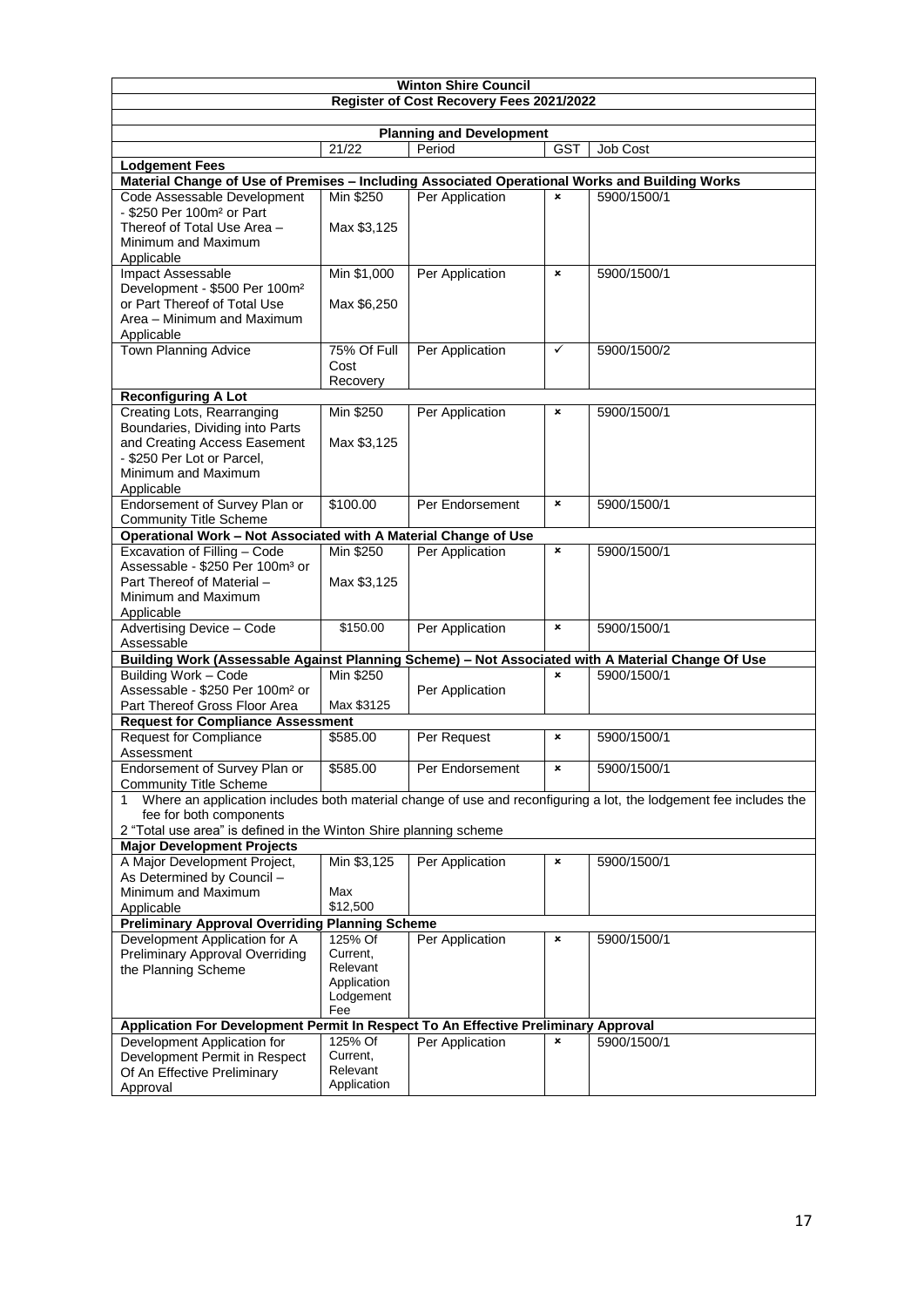| Winton Shire Council | | | | |
|---|---|---|---|---|
| **Register of Cost Recovery Fees 2021/2022** | | | | |
| **Planning and Development** | | | | |
| | 21/22 | Period | GST | Job Cost |
| **Lodgement Fees** | | | | |
| **Material Change of Use of Premises – Including Associated Operational Works and Building Works** | | | | |
| Code Assessable Development - \$250 Per 100m² or Part Thereof of Total Use Area – Minimum and Maximum Applicable | Min \$250<br>Max \$3,125 | Per Application | × | 5900/1500/1 |
| Impact Assessable Development - \$500 Per 100m² or Part Thereof of Total Use Area – Minimum and Maximum Applicable | Min \$1,000<br>Max \$6,250 | Per Application | × | 5900/1500/1 |
| Town Planning Advice | 75% Of Full Cost Recovery | Per Application | ✓ | 5900/1500/2 |
| **Reconfiguring A Lot** | | | | |
| Creating Lots, Rearranging Boundaries, Dividing into Parts and Creating Access Easement - \$250 Per Lot or Parcel, Minimum and Maximum Applicable | Min \$250<br>Max \$3,125 | Per Application | × | 5900/1500/1 |
| Endorsement of Survey Plan or Community Title Scheme | \$100.00 | Per Endorsement | × | 5900/1500/1 |
| **Operational Work – Not Associated with A Material Change of Use** | | | | |
| Excavation of Filling – Code Assessable - \$250 Per 100m³ or Part Thereof of Material – Minimum and Maximum Applicable | Min \$250<br>Max \$3,125 | Per Application | × | 5900/1500/1 |
| Advertising Device – Code Assessable | \$150.00 | Per Application | × | 5900/1500/1 |
| **Building Work (Assessable Against Planning Scheme) – Not Associated with A Material Change Of Use** | | | | |
| Building Work – Code Assessable - \$250 Per 100m² or Part Thereof Gross Floor Area | Min \$250<br>Max \$3125 | Per Application | × | 5900/1500/1 |
| **Request for Compliance Assessment** | | | | |
| Request for Compliance Assessment | \$585.00 | Per Request | × | 5900/1500/1 |
| Endorsement of Survey Plan or Community Title Scheme | \$585.00 | Per Endorsement | × | 5900/1500/1 |
| 1 Where an application includes both material change of use and reconfiguring a lot, the lodgement fee includes the fee for both components<br>2 "Total use area" is defined in the Winton Shire planning scheme | | | | |
| **Major Development Projects** | | | | |
| A Major Development Project, As Determined by Council – Minimum and Maximum Applicable | Min \$3,125<br>Max \$12,500 | Per Application | × | 5900/1500/1 |
| **Preliminary Approval Overriding Planning Scheme** | | | | |
| Development Application for A Preliminary Approval Overriding the Planning Scheme | 125% Of Current, Relevant Application Lodgement Fee | Per Application | × | 5900/1500/1 |
| **Application For Development Permit In Respect To An Effective Preliminary Approval** | | | | |
| Development Application for Development Permit in Respect Of An Effective Preliminary Approval | 125% Of Current, Relevant Application | Per Application | × | 5900/1500/1 |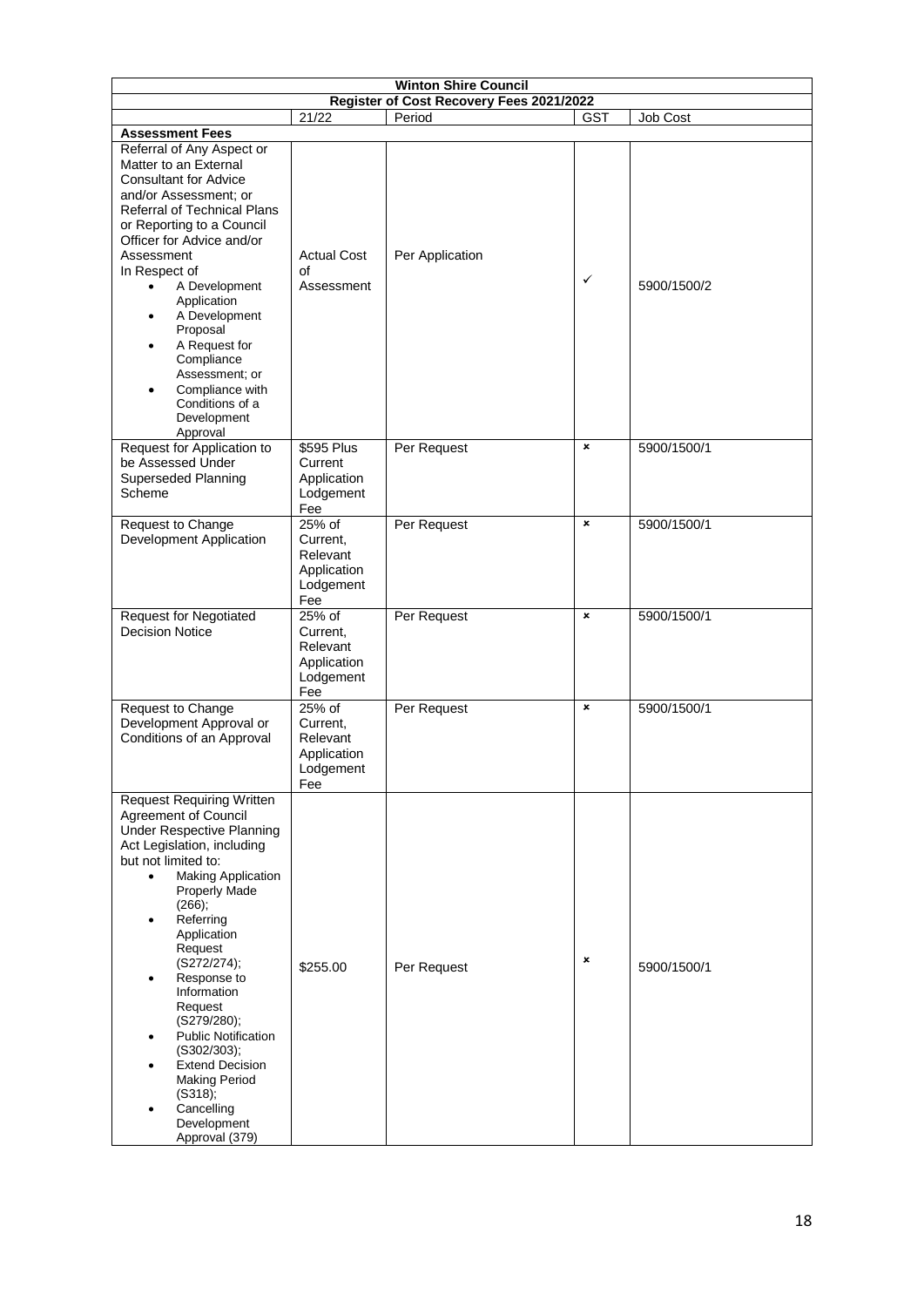| Winton Shire Council | | | | |
|---|---|---|---|---|
| Register of Cost Recovery Fees 2021/2022 | | | | |
| | 21/22 | Period | GST | Job Cost |
| **Assessment Fees** | | | | |
| Referral of Any Aspect or Matter to an External Consultant for Advice and/or Assessment; or Referral of Technical Plans or Reporting to a Council Officer for Advice and/or Assessment In Respect of <br>• A Development Application <br>• A Development Proposal <br>• A Request for Compliance Assessment; or <br>• Compliance with Conditions of a Development Approval | Actual Cost of Assessment | Per Application | ✓ | 5900/1500/2 |
| Request for Application to be Assessed Under Superseded Planning Scheme | $595 Plus Current Application Lodgement Fee | Per Request | × | 5900/1500/1 |
| Request to Change Development Application | 25% of Current, Relevant Application Lodgement Fee | Per Request | × | 5900/1500/1 |
| Request for Negotiated Decision Notice | 25% of Current, Relevant Application Lodgement Fee | Per Request | × | 5900/1500/1 |
| Request to Change Development Approval or Conditions of an Approval | 25% of Current, Relevant Application Lodgement Fee | Per Request | × | 5900/1500/1 |
| Request Requiring Written Agreement of Council Under Respective Planning Act Legislation, including but not limited to: <br>• Making Application Properly Made (266); <br>• Referring Application Request (S272/274); <br>• Response to Information Request (S279/280); <br>• Public Notification (S302/303); <br>• Extend Decision Making Period (S318); <br>• Cancelling Development Approval (379) | $255.00 | Per Request | × | 5900/1500/1 |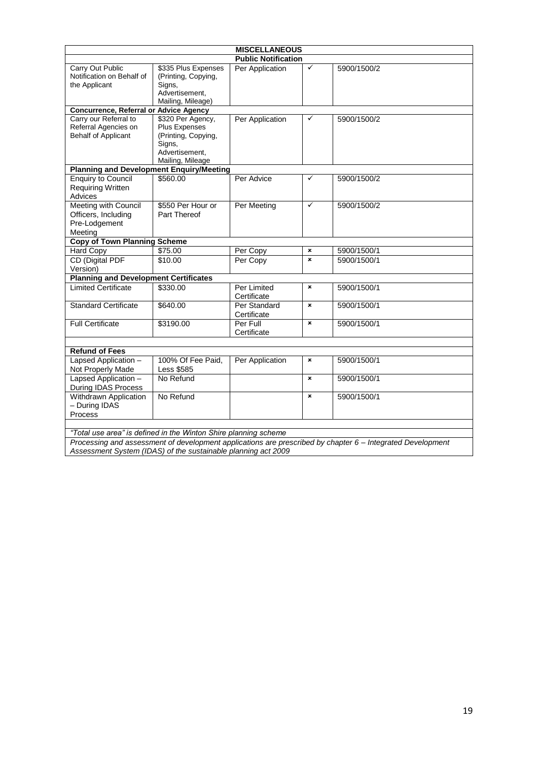| MISCELLANEOUS | | | | |
|---|---|---|---|---|
| **Public Notification** | | | | |
| Carry Out Public Notification on Behalf of the Applicant | $335 Plus Expenses (Printing, Copying, Signs, Advertisement, Mailing, Mileage) | Per Application | ✓ | 5900/1500/2 |
| **Concurrence, Referral or Advice Agency** | | | | |
| Carry our Referral to Referral Agencies on Behalf of Applicant | $320 Per Agency, Plus Expenses (Printing, Copying, Signs, Advertisement, Mailing, Mileage | Per Application | ✓ | 5900/1500/2 |
| **Planning and Development Enquiry/Meeting** | | | | |
| Enquiry to Council Requiring Written Advices | $560.00 | Per Advice | ✓ | 5900/1500/2 |
| Meeting with Council Officers, Including Pre-Lodgement Meeting | $550 Per Hour or Part Thereof | Per Meeting | ✓ | 5900/1500/2 |
| **Copy of Town Planning Scheme** | | | | |
| Hard Copy | $75.00 | Per Copy | × | 5900/1500/1 |
| CD (Digital PDF Version) | $10.00 | Per Copy | × | 5900/1500/1 |
| **Planning and Development Certificates** | | | | |
| Limited Certificate | $330.00 | Per Limited Certificate | × | 5900/1500/1 |
| Standard Certificate | $640.00 | Per Standard Certificate | × | 5900/1500/1 |
| Full Certificate | $3190.00 | Per Full Certificate | × | 5900/1500/1 |
| | | | | |
| **Refund of Fees** | | | | |
| Lapsed Application – Not Properly Made | 100% Of Fee Paid, Less $585 | Per Application | × | 5900/1500/1 |
| Lapsed Application – During IDAS Process | No Refund | | × | 5900/1500/1 |
| Withdrawn Application – During IDAS Process | No Refund | | × | 5900/1500/1 |
| | | | | |
| *"Total use area" is defined in the Winton Shire planning scheme* | | | | |
| *Processing and assessment of development applications are prescribed by chapter 6 – Integrated Development Assessment System (IDAS) of the sustainable planning act 2009* | | | | |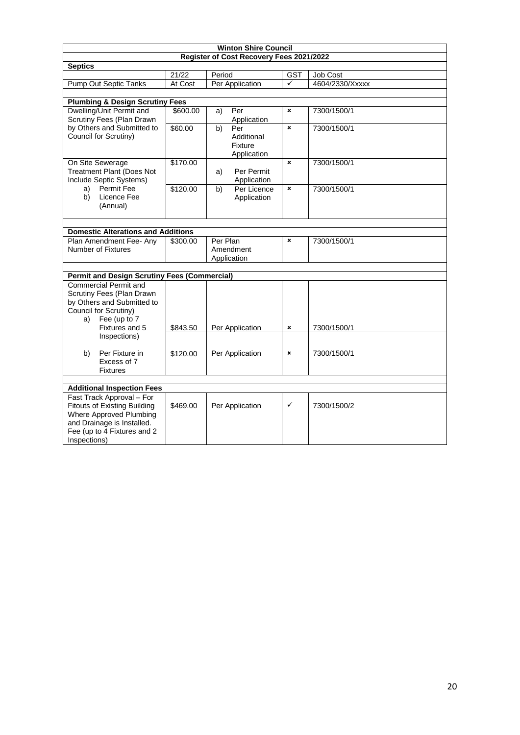| Winton Shire Council | | | | |
|---|---|---|---|---|
| **Register of Cost Recovery Fees 2021/2022** | | | | |
| **Septics** | | | | |
| | 21/22 | Period | GST | Job Cost |
| Pump Out Septic Tanks | At Cost | Per Application | ✓ | 4604/2330/Xxxxx |
| | | | | |
| **Plumbing & Design Scrutiny Fees** | | | | |
| Dwelling/Unit Permit and Scrutiny Fees (Plan Drawn by Others and Submitted to Council for Scrutiny) | $600.00 | a) Per Application | × | 7300/1500/1 |
| | $60.00 | b) Per Additional Fixture Application | × | 7300/1500/1 |
| On Site Sewerage Treatment Plant (Does Not Include Septic Systems) a) Permit Fee b) Licence Fee (Annual) | $170.00 | a) Per Permit Application | × | 7300/1500/1 |
| | $120.00 | b) Per Licence Application | × | 7300/1500/1 |
| | | | | |
| **Domestic Alterations and Additions** | | | | |
| Plan Amendment Fee- Any Number of Fixtures | $300.00 | Per Plan Amendment Application | × | 7300/1500/1 |
| | | | | |
| **Permit and Design Scrutiny Fees (Commercial)** | | | | |
| Commercial Permit and Scrutiny Fees (Plan Drawn by Others and Submitted to Council for Scrutiny) a) Fee (up to 7 Fixtures and 5 Inspections) | $843.50 | Per Application | × | 7300/1500/1 |
| b) Per Fixture in Excess of 7 Fixtures | $120.00 | Per Application | × | 7300/1500/1 |
| | | | | |
| **Additional Inspection Fees** | | | | |
| Fast Track Approval – For Fitouts of Existing Building Where Approved Plumbing and Drainage is Installed. Fee (up to 4 Fixtures and 2 Inspections) | $469.00 | Per Application | ✓ | 7300/1500/2 |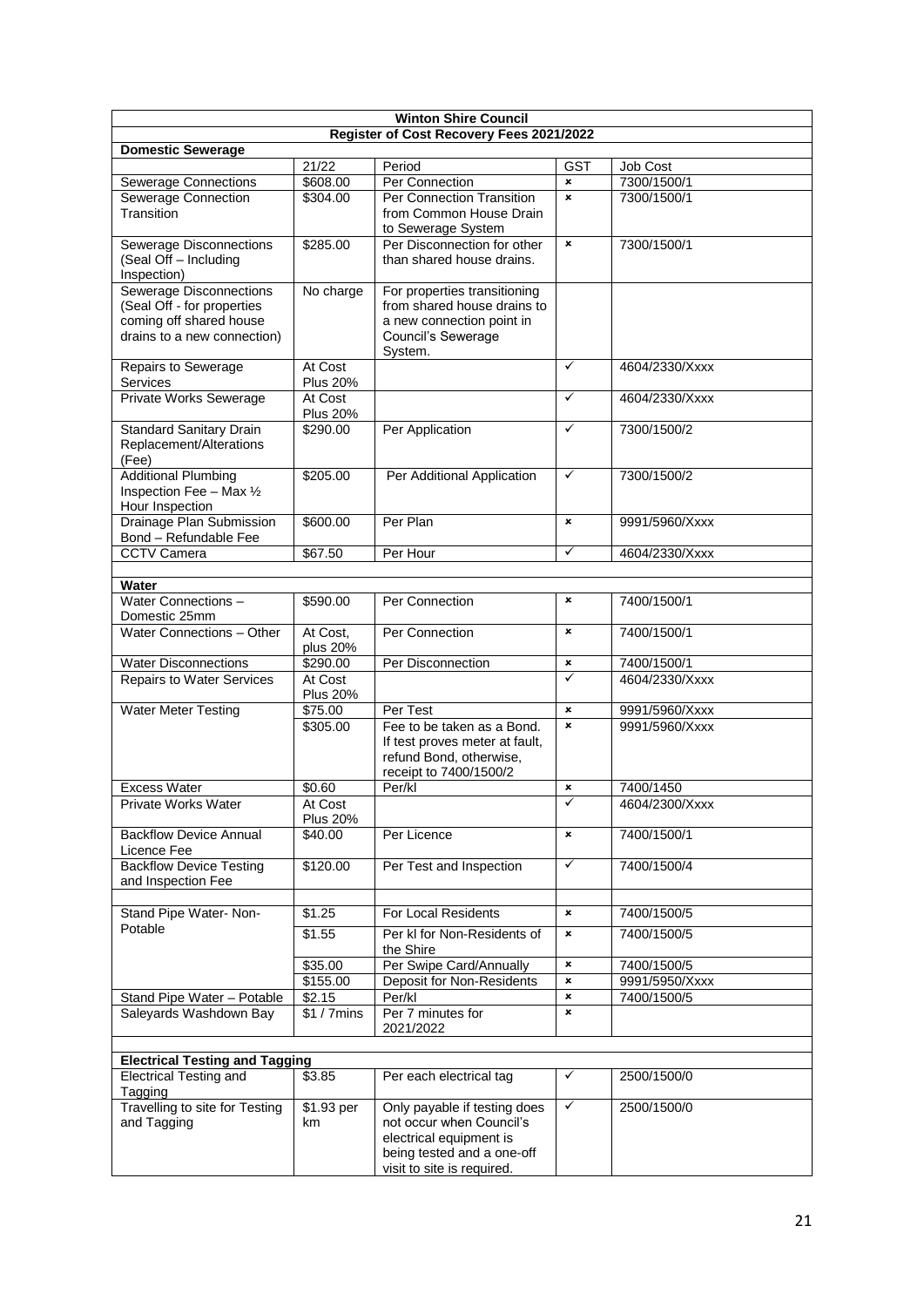| Winton Shire Council | | | | |
|---|---|---|---|---|
| **Register of Cost Recovery Fees 2021/2022** | | | | |
| **Domestic Sewerage** | | | | |
| | 21/22 | Period | GST | Job Cost |
| Sewerage Connections | $608.00 | Per Connection | × | 7300/1500/1 |
| Sewerage Connection Transition | $304.00 | Per Connection Transition from Common House Drain to Sewerage System | × | 7300/1500/1 |
| Sewerage Disconnections (Seal Off – Including Inspection) | $285.00 | Per Disconnection for other than shared house drains. | × | 7300/1500/1 |
| Sewerage Disconnections (Seal Off - for properties coming off shared house drains to a new connection) | No charge | For properties transitioning from shared house drains to a new connection point in Council's Sewerage System. | | |
| Repairs to Sewerage Services | At Cost Plus 20% | | ✓ | 4604/2330/Xxxx |
| Private Works Sewerage | At Cost Plus 20% | | ✓ | 4604/2330/Xxxx |
| Standard Sanitary Drain Replacement/Alterations (Fee) | $290.00 | Per Application | ✓ | 7300/1500/2 |
| Additional Plumbing Inspection Fee – Max ½ Hour Inspection | $205.00 | Per Additional Application | ✓ | 7300/1500/2 |
| Drainage Plan Submission Bond – Refundable Fee | $600.00 | Per Plan | × | 9991/5960/Xxxx |
| CCTV Camera | $67.50 | Per Hour | ✓ | 4604/2330/Xxxx |
| | | | | |
| **Water** | | | | |
| Water Connections – Domestic 25mm | $590.00 | Per Connection | × | 7400/1500/1 |
| Water Connections – Other | At Cost, plus 20% | Per Connection | × | 7400/1500/1 |
| Water Disconnections | $290.00 | Per Disconnection | × | 7400/1500/1 |
| Repairs to Water Services | At Cost Plus 20% | | ✓ | 4604/2330/Xxxx |
| Water Meter Testing | $75.00 | Per Test | × | 9991/5960/Xxxx |
| | $305.00 | Fee to be taken as a Bond. If test proves meter at fault, refund Bond, otherwise, receipt to 7400/1500/2 | × | 9991/5960/Xxxx |
| Excess Water | $0.60 | Per/kl | × | 7400/1450 |
| Private Works Water | At Cost Plus 20% | | ✓ | 4604/2300/Xxxx |
| Backflow Device Annual Licence Fee | $40.00 | Per Licence | × | 7400/1500/1 |
| Backflow Device Testing and Inspection Fee | $120.00 | Per Test and Inspection | ✓ | 7400/1500/4 |
| | | | | |
| Stand Pipe Water- Non-Potable | $1.25 | For Local Residents | × | 7400/1500/5 |
| | $1.55 | Per kl for Non-Residents of the Shire | × | 7400/1500/5 |
| | $35.00 | Per Swipe Card/Annually | × | 7400/1500/5 |
| | $155.00 | Deposit for Non-Residents | × | 9991/5950/Xxxx |
| Stand Pipe Water – Potable | $2.15 | Per/kl | × | 7400/1500/5 |
| Saleyards Washdown Bay | $1 / 7mins | Per 7 minutes for 2021/2022 | × | |
| | | | | |
| **Electrical Testing and Tagging** | | | | |
| Electrical Testing and Tagging | $3.85 | Per each electrical tag | ✓ | 2500/1500/0 |
| Travelling to site for Testing and Tagging | $1.93 per km | Only payable if testing does not occur when Council's electrical equipment is being tested and a one-off visit to site is required. | ✓ | 2500/1500/0 |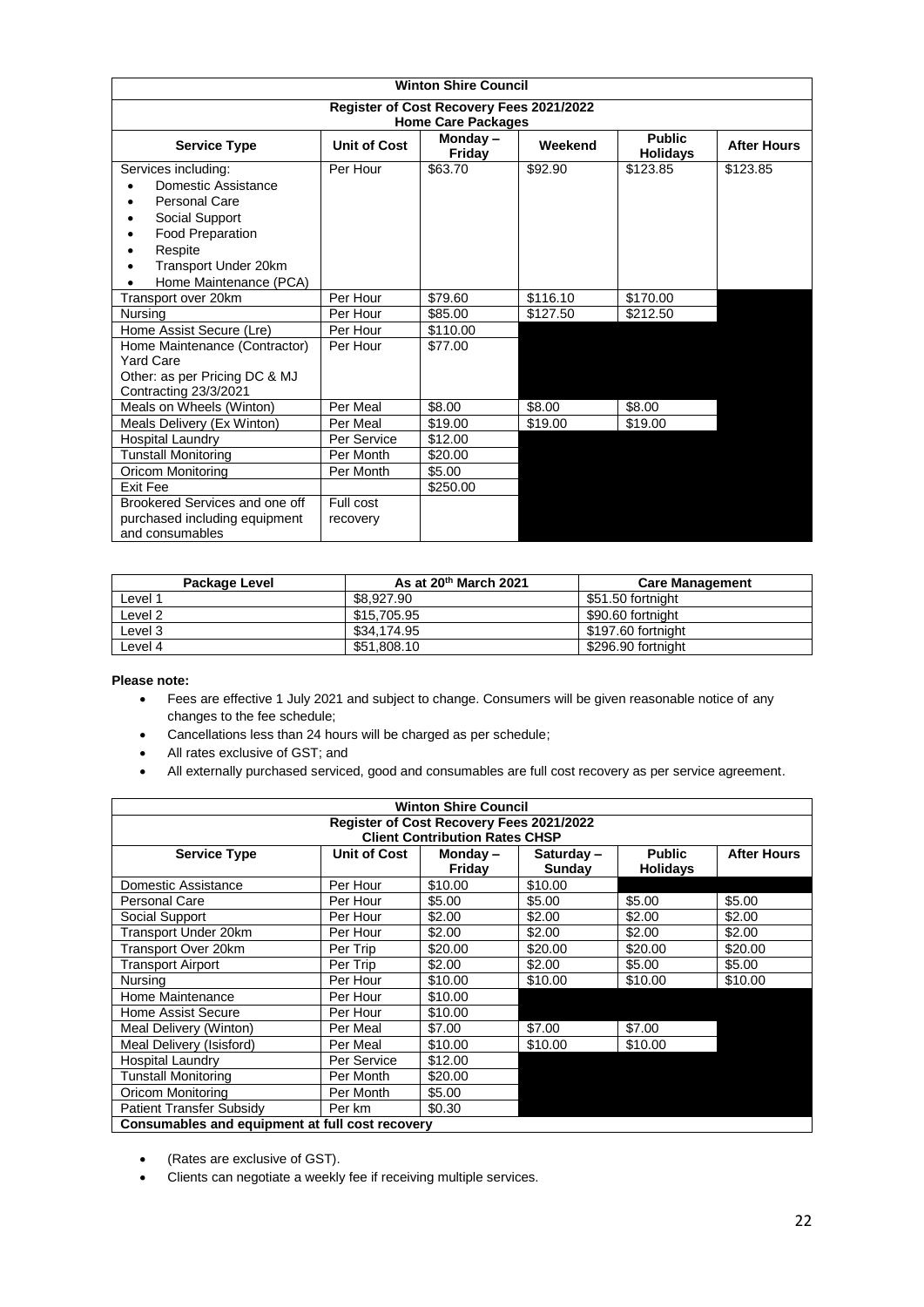| Winton Shire Council | | | | | |
|---|---|---|---|---|---|
| **Register of Cost Recovery Fees 2021/2022** **Home Care Packages** | | | | | |
| **Service Type** | **Unit of Cost** | **Monday – Friday** | **Weekend** | **Public Holidays** | **After Hours** |
| Services including: <br>• Domestic Assistance <br>• Personal Care <br>• Social Support <br>• Food Preparation <br>• Respite <br>• Transport Under 20km <br>• Home Maintenance (PCA) | Per Hour | $63.70 | $92.90 | $123.85 | $123.85 |
| Transport over 20km | Per Hour | $79.60 | $116.10 | $170.00 | |
| Nursing | Per Hour | $85.00 | $127.50 | $212.50 | |
| Home Assist Secure (Lre) | Per Hour | $110.00 | | | |
| Home Maintenance (Contractor) Yard Care Other: as per Pricing DC & MJ Contracting 23/3/2021 | Per Hour | $77.00 | | | |
| Meals on Wheels (Winton) | Per Meal | $8.00 | $8.00 | $8.00 | |
| Meals Delivery (Ex Winton) | Per Meal | $19.00 | $19.00 | $19.00 | |
| Hospital Laundry | Per Service | $12.00 | | | |
| Tunstall Monitoring | Per Month | $20.00 | | | |
| Oricom Monitoring | Per Month | $5.00 | | | |
| Exit Fee | | $250.00 | | | |
| Brookered Services and one off purchased including equipment and consumables | Full cost recovery | | | | |

| Package Level | As at 20th March 2021 | Care Management |
|---|---|---|
| Level 1 | $8,927.90 | $51.50 fortnight |
| Level 2 | $15,705.95 | $90.60 fortnight |
| Level 3 | $34,174.95 | $197.60 fortnight |
| Level 4 | $51,808.10 | $296.90 fortnight |

**Please note:**

- Fees are effective 1 July 2021 and subject to change. Consumers will be given reasonable notice of any changes to the fee schedule;
- Cancellations less than 24 hours will be charged as per schedule;
- All rates exclusive of GST; and
- All externally purchased serviced, good and consumables are full cost recovery as per service agreement.

| Winton Shire Council | | | | | |
|---|---|---|---|---|---|
| **Register of Cost Recovery Fees 2021/2022** **Client Contribution Rates CHSP** | | | | | |
| **Service Type** | **Unit of Cost** | **Monday – Friday** | **Saturday – Sunday** | **Public Holidays** | **After Hours** |
| Domestic Assistance | Per Hour | $10.00 | $10.00 | | |
| Personal Care | Per Hour | $5.00 | $5.00 | $5.00 | $5.00 |
| Social Support | Per Hour | $2.00 | $2.00 | $2.00 | $2.00 |
| Transport Under 20km | Per Hour | $2.00 | $2.00 | $2.00 | $2.00 |
| Transport Over 20km | Per Trip | $20.00 | $20.00 | $20.00 | $20.00 |
| Transport Airport | Per Trip | $2.00 | $2.00 | $5.00 | $5.00 |
| Nursing | Per Hour | $10.00 | $10.00 | $10.00 | $10.00 |
| Home Maintenance | Per Hour | $10.00 | | | |
| Home Assist Secure | Per Hour | $10.00 | | | |
| Meal Delivery (Winton) | Per Meal | $7.00 | $7.00 | $7.00 | |
| Meal Delivery (Isisford) | Per Meal | $10.00 | $10.00 | $10.00 | |
| Hospital Laundry | Per Service | $12.00 | | | |
| Tunstall Monitoring | Per Month | $20.00 | | | |
| Oricom Monitoring | Per Month | $5.00 | | | |
| Patient Transfer Subsidy | Per km | $0.30 | | | |
| **Consumables and equipment at full cost recovery** | | | | | |

- (Rates are exclusive of GST).
- Clients can negotiate a weekly fee if receiving multiple services.